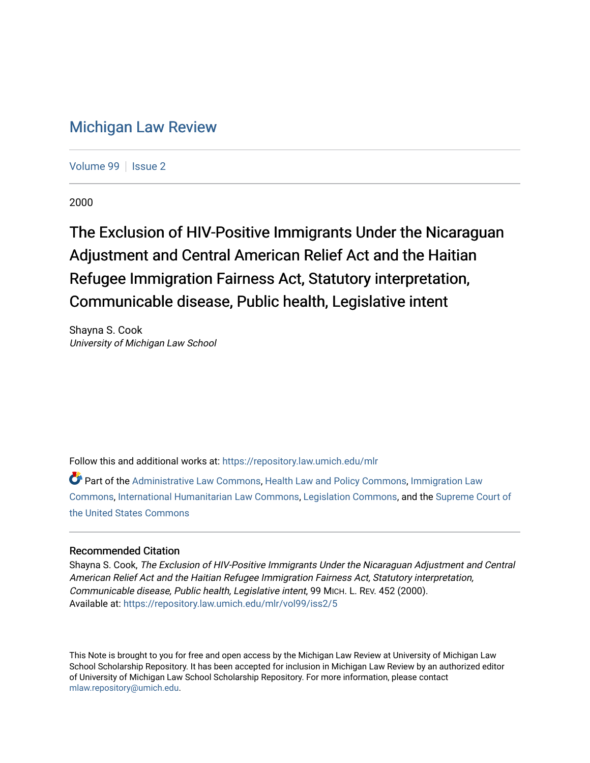# Michigan Law Review

Volume 99 | Issue 2

2000

## The Exclusion of HIV-Positive Immigrants Under the Nicaraguan Adjustment and Central American Relief Act and the Haitian Refugee Immigration Fairness Act, Statutory interpretation, Communicable disease, Public health, Legislative intent

Shayna S. Cook
*University of Michigan Law School*

Follow this and additional works at: https://repository.law.umich.edu/mlr

Part of the Administrative Law Commons, Health Law and Policy Commons, Immigration Law Commons, International Humanitarian Law Commons, Legislation Commons, and the Supreme Court of the United States Commons

### Recommended Citation

Shayna S. Cook, *The Exclusion of HIV-Positive Immigrants Under the Nicaraguan Adjustment and Central American Relief Act and the Haitian Refugee Immigration Fairness Act, Statutory interpretation, Communicable disease, Public health, Legislative intent*, 99 MICH. L. REV. 452 (2000).
Available at: https://repository.law.umich.edu/mlr/vol99/iss2/5

This Note is brought to you for free and open access by the Michigan Law Review at University of Michigan Law School Scholarship Repository. It has been accepted for inclusion in Michigan Law Review by an authorized editor of University of Michigan Law School Scholarship Repository. For more information, please contact mlaw.repository@umich.edu.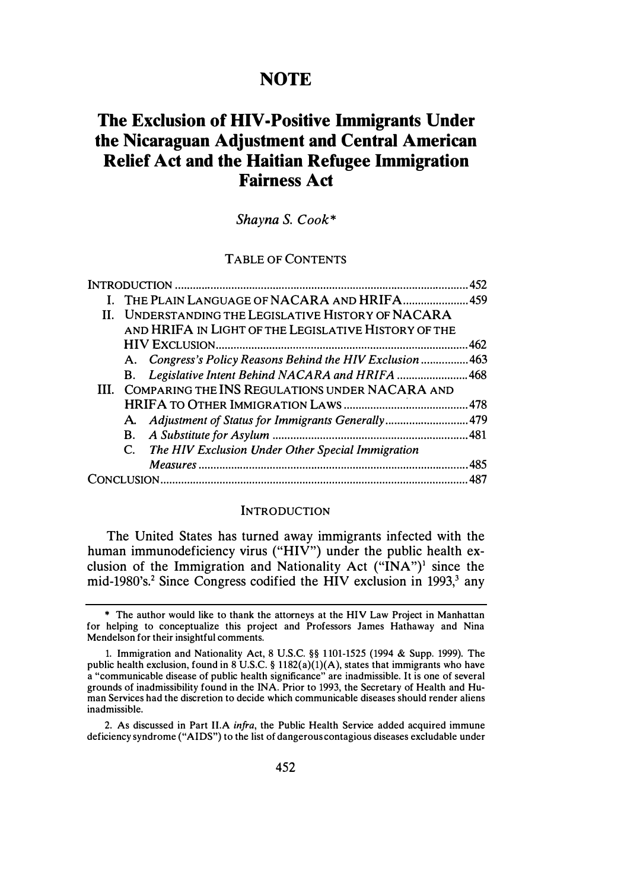# NOTE

# The Exclusion of HIV-Positive Immigrants Under the Nicaraguan Adjustment and Central American Relief Act and the Haitian Refugee Immigration Fairness Act

*Shayna S. Cook**

TABLE OF CONTENTS

INTRODUCTION .......... 452

I. THE PLAIN LANGUAGE OF NACARA AND HRIFA .......... 459

II. UNDERSTANDING THE LEGISLATIVE HISTORY OF NACARA AND HRIFA IN LIGHT OF THE LEGISLATIVE HISTORY OF THE HIV EXCLUSION .......... 462

- A. *Congress's Policy Reasons Behind the HIV Exclusion* .......... 463
- B. *Legislative Intent Behind NACARA and HRIFA* .......... 468

III. COMPARING THE INS REGULATIONS UNDER NACARA AND HRIFA TO OTHER IMMIGRATION LAWS .......... 478

- A. *Adjustment of Status for Immigrants Generally* .......... 479
- B. *A Substitute for Asylum* .......... 481
- C. *The HIV Exclusion Under Other Special Immigration Measures* .......... 485

CONCLUSION .......... 487

## INTRODUCTION

The United States has turned away immigrants infected with the human immunodeficiency virus ("HIV") under the public health exclusion of the Immigration and Nationality Act ("INA")[1] since the mid-1980's.[2] Since Congress codified the HIV exclusion in 1993,[3] any

---

\* The author would like to thank the attorneys at the HIV Law Project in Manhattan for helping to conceptualize this project and Professors James Hathaway and Nina Mendelson for their insightful comments.

1. Immigration and Nationality Act, 8 U.S.C. §§ 1101-1525 (1994 & Supp. 1999). The public health exclusion, found in 8 U.S.C. § 1182(a)(1)(A), states that immigrants who have a "communicable disease of public health significance" are inadmissible. It is one of several grounds of inadmissibility found in the INA. Prior to 1993, the Secretary of Health and Human Services had the discretion to decide which communicable diseases should render aliens inadmissible.

2. As discussed in Part II.A *infra*, the Public Health Service added acquired immune deficiency syndrome ("AIDS") to the list of dangerous contagious diseases excludable under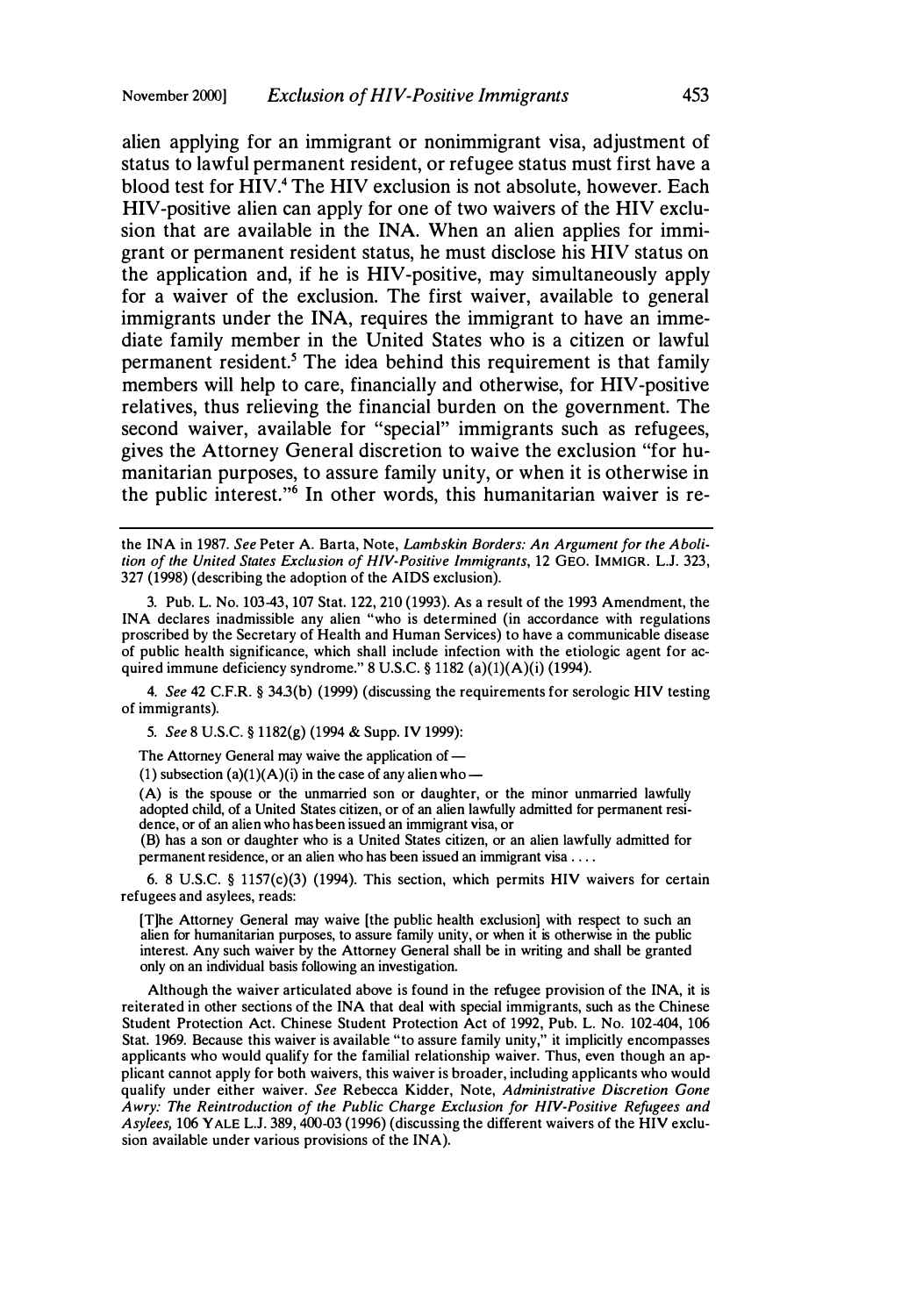alien applying for an immigrant or nonimmigrant visa, adjustment of status to lawful permanent resident, or refugee status must first have a blood test for HIV.[4] The HIV exclusion is not absolute, however. Each HIV-positive alien can apply for one of two waivers of the HIV exclusion that are available in the INA. When an alien applies for immigrant or permanent resident status, he must disclose his HIV status on the application and, if he is HIV-positive, may simultaneously apply for a waiver of the exclusion. The first waiver, available to general immigrants under the INA, requires the immigrant to have an immediate family member in the United States who is a citizen or lawful permanent resident.[5] The idea behind this requirement is that family members will help to care, financially and otherwise, for HIV-positive relatives, thus relieving the financial burden on the government. The second waiver, available for "special" immigrants such as refugees, gives the Attorney General discretion to waive the exclusion "for humanitarian purposes, to assure family unity, or when it is otherwise in the public interest."[6] In other words, this humanitarian waiver is re-

---

the INA in 1987. *See* Peter A. Barta, Note, *Lambskin Borders: An Argument for the Abolition of the United States Exclusion of HIV-Positive Immigrants*, 12 GEO. IMMIGR. L.J. 323, 327 (1998) (describing the adoption of the AIDS exclusion).

3. Pub. L. No. 103-43, 107 Stat. 122, 210 (1993). As a result of the 1993 Amendment, the INA declares inadmissible any alien "who is determined (in accordance with regulations proscribed by the Secretary of Health and Human Services) to have a communicable disease of public health significance, which shall include infection with the etiologic agent for acquired immune deficiency syndrome." 8 U.S.C. § 1182 (a)(1)(A)(i) (1994).

4. *See* 42 C.F.R. § 34.3(b) (1999) (discussing the requirements for serologic HIV testing of immigrants).

5. *See* 8 U.S.C. § 1182(g) (1994 & Supp. IV 1999):

> The Attorney General may waive the application of —
>
> (1) subsection (a)(1)(A)(i) in the case of any alien who —
>
> (A) is the spouse or the unmarried son or daughter, or the minor unmarried lawfully adopted child, of a United States citizen, or of an alien lawfully admitted for permanent residence, or of an alien who has been issued an immigrant visa, or
>
> (B) has a son or daughter who is a United States citizen, or an alien lawfully admitted for permanent residence, or an alien who has been issued an immigrant visa . . . .

6. 8 U.S.C. § 1157(c)(3) (1994). This section, which permits HIV waivers for certain refugees and asylees, reads:

> [T]he Attorney General may waive [the public health exclusion] with respect to such an alien for humanitarian purposes, to assure family unity, or when it is otherwise in the public interest. Any such waiver by the Attorney General shall be in writing and shall be granted only on an individual basis following an investigation.

Although the waiver articulated above is found in the refugee provision of the INA, it is reiterated in other sections of the INA that deal with special immigrants, such as the Chinese Student Protection Act. Chinese Student Protection Act of 1992, Pub. L. No. 102-404, 106 Stat. 1969. Because this waiver is available "to assure family unity," it implicitly encompasses applicants who would qualify for the familial relationship waiver. Thus, even though an applicant cannot apply for both waivers, this waiver is broader, including applicants who would qualify under either waiver. *See* Rebecca Kidder, Note, *Administrative Discretion Gone Awry: The Reintroduction of the Public Charge Exclusion for HIV-Positive Refugees and Asylees*, 106 YALE L.J. 389, 400-03 (1996) (discussing the different waivers of the HIV exclusion available under various provisions of the INA).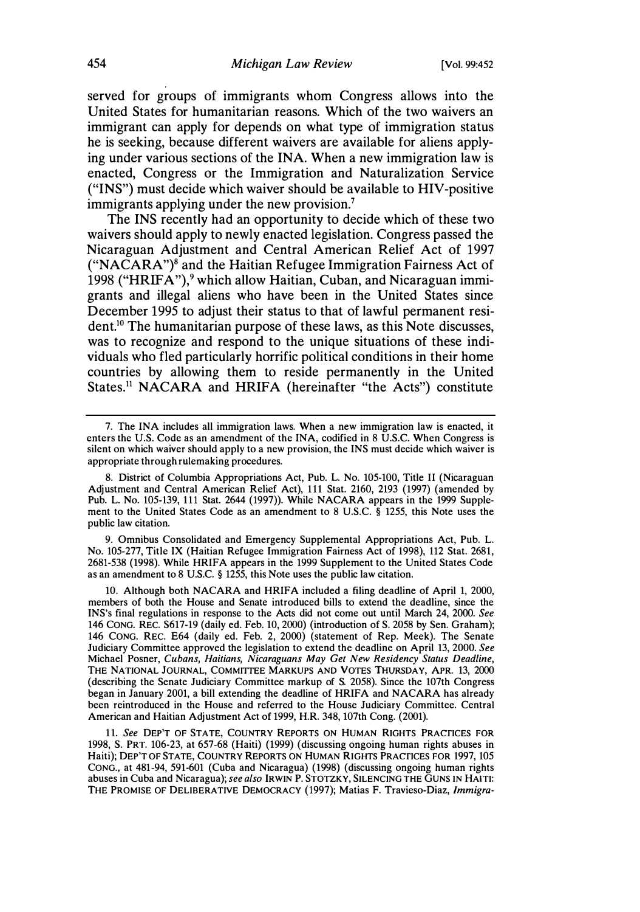served for groups of immigrants whom Congress allows into the United States for humanitarian reasons. Which of the two waivers an immigrant can apply for depends on what type of immigration status he is seeking, because different waivers are available for aliens applying under various sections of the INA. When a new immigration law is enacted, Congress or the Immigration and Naturalization Service ("INS") must decide which waiver should be available to HIV-positive immigrants applying under the new provision.[7]

The INS recently had an opportunity to decide which of these two waivers should apply to newly enacted legislation. Congress passed the Nicaraguan Adjustment and Central American Relief Act of 1997 ("NACARA")[8] and the Haitian Refugee Immigration Fairness Act of 1998 ("HRIFA"),[9] which allow Haitian, Cuban, and Nicaraguan immigrants and illegal aliens who have been in the United States since December 1995 to adjust their status to that of lawful permanent resident.[10] The humanitarian purpose of these laws, as this Note discusses, was to recognize and respond to the unique situations of these individuals who fled particularly horrific political conditions in their home countries by allowing them to reside permanently in the United States.[11] NACARA and HRIFA (hereinafter "the Acts") constitute

---

7. The INA includes all immigration laws. When a new immigration law is enacted, it enters the U.S. Code as an amendment of the INA, codified in 8 U.S.C. When Congress is silent on which waiver should apply to a new provision, the INS must decide which waiver is appropriate through rulemaking procedures.

8. District of Columbia Appropriations Act, Pub. L. No. 105-100, Title II (Nicaraguan Adjustment and Central American Relief Act), 111 Stat. 2160, 2193 (1997) (amended by Pub. L. No. 105-139, 111 Stat. 2644 (1997)). While NACARA appears in the 1999 Supplement to the United States Code as an amendment to 8 U.S.C. § 1255, this Note uses the public law citation.

9. Omnibus Consolidated and Emergency Supplemental Appropriations Act, Pub. L. No. 105-277, Title IX (Haitian Refugee Immigration Fairness Act of 1998), 112 Stat. 2681, 2681-538 (1998). While HRIFA appears in the 1999 Supplement to the United States Code as an amendment to 8 U.S.C. § 1255, this Note uses the public law citation.

10. Although both NACARA and HRIFA included a filing deadline of April 1, 2000, members of both the House and Senate introduced bills to extend the deadline, since the INS's final regulations in response to the Acts did not come out until March 24, 2000. *See* 146 CONG. REC. S617-19 (daily ed. Feb. 10, 2000) (introduction of S. 2058 by Sen. Graham); 146 CONG. REC. E64 (daily ed. Feb. 2, 2000) (statement of Rep. Meek). The Senate Judiciary Committee approved the legislation to extend the deadline on April 13, 2000. *See* Michael Posner, *Cubans, Haitians, Nicaraguans May Get New Residency Status Deadline*, THE NATIONAL JOURNAL, COMMITTEE MARKUPS AND VOTES THURSDAY, APR. 13, 2000 (describing the Senate Judiciary Committee markup of S. 2058). Since the 107th Congress began in January 2001, a bill extending the deadline of HRIFA and NACARA has already been reintroduced in the House and referred to the House Judiciary Committee. Central American and Haitian Adjustment Act of 1999, H.R. 348, 107th Cong. (2001).

11. *See* DEP'T OF STATE, COUNTRY REPORTS ON HUMAN RIGHTS PRACTICES FOR 1998, S. PRT. 106-23, at 657-68 (Haiti) (1999) (discussing ongoing human rights abuses in Haiti); DEP'T OF STATE, COUNTRY REPORTS ON HUMAN RIGHTS PRACTICES FOR 1997, 105 CONG., at 481-94, 591-601 (Cuba and Nicaragua) (1998) (discussing ongoing human rights abuses in Cuba and Nicaragua); *see also* IRWIN P. STOTZKY, SILENCING THE GUNS IN HAITI: THE PROMISE OF DELIBERATIVE DEMOCRACY (1997); Matias F. Travieso-Diaz, *Immigra-*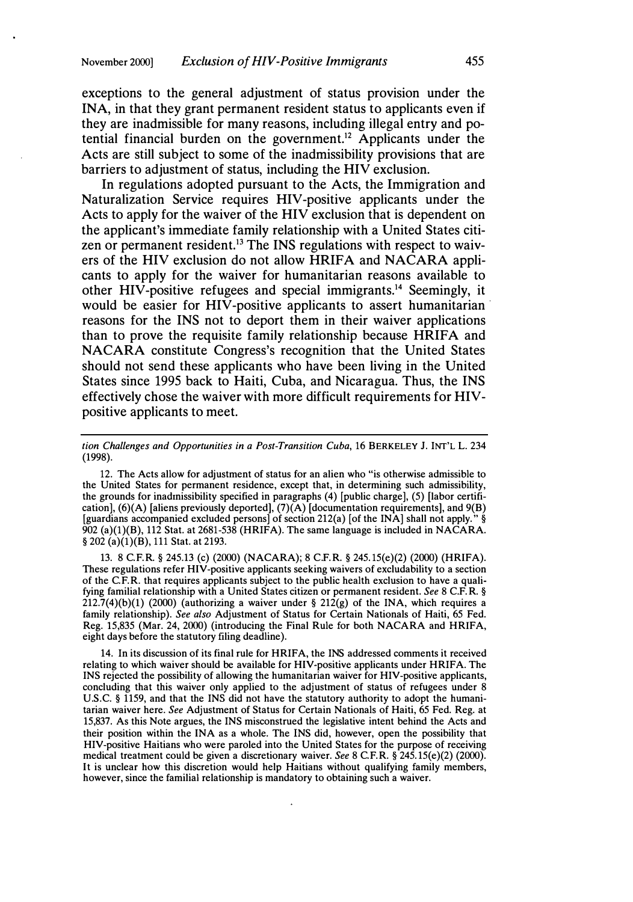exceptions to the general adjustment of status provision under the INA, in that they grant permanent resident status to applicants even if they are inadmissible for many reasons, including illegal entry and potential financial burden on the government.[12] Applicants under the Acts are still subject to some of the inadmissibility provisions that are barriers to adjustment of status, including the HIV exclusion.

In regulations adopted pursuant to the Acts, the Immigration and Naturalization Service requires HIV-positive applicants under the Acts to apply for the waiver of the HIV exclusion that is dependent on the applicant's immediate family relationship with a United States citizen or permanent resident.[13] The INS regulations with respect to waivers of the HIV exclusion do not allow HRIFA and NACARA applicants to apply for the waiver for humanitarian reasons available to other HIV-positive refugees and special immigrants.[14] Seemingly, it would be easier for HIV-positive applicants to assert humanitarian reasons for the INS not to deport them in their waiver applications than to prove the requisite family relationship because HRIFA and NACARA constitute Congress's recognition that the United States should not send these applicants who have been living in the United States since 1995 back to Haiti, Cuba, and Nicaragua. Thus, the INS effectively chose the waiver with more difficult requirements for HIV-positive applicants to meet.

---

*tion Challenges and Opportunities in a Post-Transition Cuba*, 16 BERKELEY J. INT'L L. 234 (1998).

12. The Acts allow for adjustment of status for an alien who "is otherwise admissible to the United States for permanent residence, except that, in determining such admissibility, the grounds for inadmissibility specified in paragraphs (4) [public charge], (5) [labor certification], (6)(A) [aliens previously deported], (7)(A) [documentation requirements], and 9(B) [guardians accompanied excluded persons] of section 212(a) [of the INA] shall not apply." § 902 (a)(1)(B), 112 Stat. at 2681-538 (HRIFA). The same language is included in NACARA. § 202 (a)(1)(B), 111 Stat. at 2193.

13. 8 C.F.R. § 245.13 (c) (2000) (NACARA); 8 C.F.R. § 245.15(e)(2) (2000) (HRIFA). These regulations refer HIV-positive applicants seeking waivers of excludability to a section of the C.F.R. that requires applicants subject to the public health exclusion to have a qualifying familial relationship with a United States citizen or permanent resident. *See* 8 C.F.R. § 212.7(4)(b)(1) (2000) (authorizing a waiver under § 212(g) of the INA, which requires a family relationship). *See also* Adjustment of Status for Certain Nationals of Haiti, 65 Fed. Reg. 15,835 (Mar. 24, 2000) (introducing the Final Rule for both NACARA and HRIFA, eight days before the statutory filing deadline).

14. In its discussion of its final rule for HRIFA, the INS addressed comments it received relating to which waiver should be available for HIV-positive applicants under HRIFA. The INS rejected the possibility of allowing the humanitarian waiver for HIV-positive applicants, concluding that this waiver only applied to the adjustment of status of refugees under 8 U.S.C. § 1159, and that the INS did not have the statutory authority to adopt the humanitarian waiver here. *See* Adjustment of Status for Certain Nationals of Haiti, 65 Fed. Reg. at 15,837. As this Note argues, the INS misconstrued the legislative intent behind the Acts and their position within the INA as a whole. The INS did, however, open the possibility that HIV-positive Haitians who were paroled into the United States for the purpose of receiving medical treatment could be given a discretionary waiver. *See* 8 C.F.R. § 245.15(e)(2) (2000). It is unclear how this discretion would help Haitians without qualifying family members, however, since the familial relationship is mandatory to obtaining such a waiver.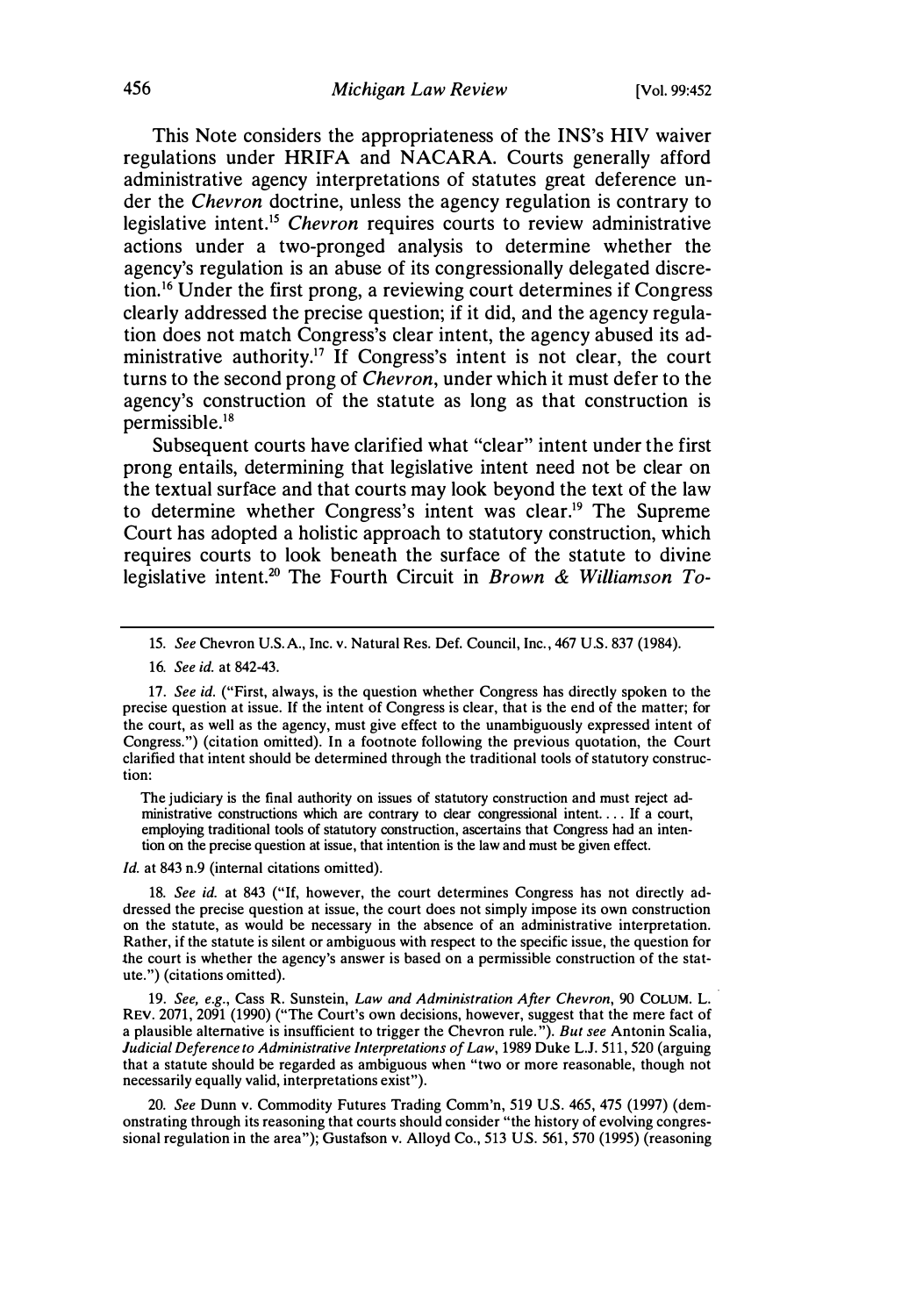This Note considers the appropriateness of the INS's HIV waiver regulations under HRIFA and NACARA. Courts generally afford administrative agency interpretations of statutes great deference under the *Chevron* doctrine, unless the agency regulation is contrary to legislative intent.[15] *Chevron* requires courts to review administrative actions under a two-pronged analysis to determine whether the agency's regulation is an abuse of its congressionally delegated discretion.[16] Under the first prong, a reviewing court determines if Congress clearly addressed the precise question; if it did, and the agency regulation does not match Congress's clear intent, the agency abused its administrative authority.[17] If Congress's intent is not clear, the court turns to the second prong of *Chevron*, under which it must defer to the agency's construction of the statute as long as that construction is permissible.[18]

Subsequent courts have clarified what "clear" intent under the first prong entails, determining that legislative intent need not be clear on the textual surface and that courts may look beyond the text of the law to determine whether Congress's intent was clear.[19] The Supreme Court has adopted a holistic approach to statutory construction, which requires courts to look beneath the surface of the statute to divine legislative intent.[20] The Fourth Circuit in *Brown & Williamson To-*

---

15. *See* Chevron U.S.A., Inc. v. Natural Res. Def. Council, Inc., 467 U.S. 837 (1984).

16. *See id.* at 842-43.

17. *See id.* ("First, always, is the question whether Congress has directly spoken to the precise question at issue. If the intent of Congress is clear, that is the end of the matter; for the court, as well as the agency, must give effect to the unambiguously expressed intent of Congress.") (citation omitted). In a footnote following the previous quotation, the Court clarified that intent should be determined through the traditional tools of statutory construction:

> The judiciary is the final authority on issues of statutory construction and must reject administrative constructions which are contrary to clear congressional intent. . . . If a court, employing traditional tools of statutory construction, ascertains that Congress had an intention on the precise question at issue, that intention is the law and must be given effect.

*Id.* at 843 n.9 (internal citations omitted).

18. *See id.* at 843 ("If, however, the court determines Congress has not directly addressed the precise question at issue, the court does not simply impose its own construction on the statute, as would be necessary in the absence of an administrative interpretation. Rather, if the statute is silent or ambiguous with respect to the specific issue, the question for the court is whether the agency's answer is based on a permissible construction of the statute.") (citations omitted).

19. *See, e.g.*, Cass R. Sunstein, *Law and Administration After Chevron*, 90 COLUM. L. REV. 2071, 2091 (1990) ("The Court's own decisions, however, suggest that the mere fact of a plausible alternative is insufficient to trigger the Chevron rule."). *But see* Antonin Scalia, *Judicial Deference to Administrative Interpretations of Law*, 1989 Duke L.J. 511, 520 (arguing that a statute should be regarded as ambiguous when "two or more reasonable, though not necessarily equally valid, interpretations exist").

20. *See* Dunn v. Commodity Futures Trading Comm'n, 519 U.S. 465, 475 (1997) (demonstrating through its reasoning that courts should consider "the history of evolving congressional regulation in the area"); Gustafson v. Alloyd Co., 513 U.S. 561, 570 (1995) (reasoning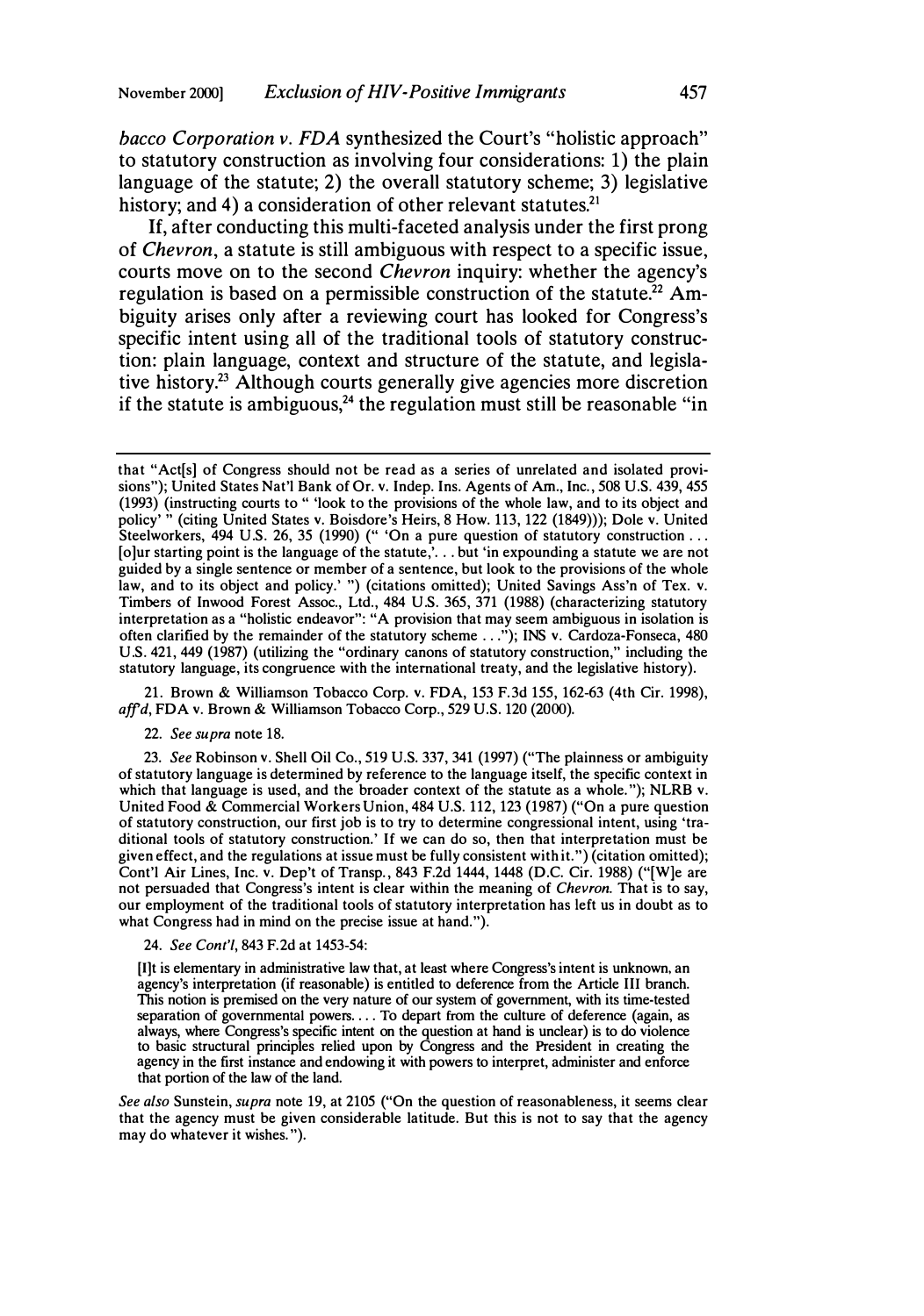*bacco Corporation v. FDA* synthesized the Court's "holistic approach" to statutory construction as involving four considerations: 1) the plain language of the statute; 2) the overall statutory scheme; 3) legislative history; and 4) a consideration of other relevant statutes.[21]

If, after conducting this multi-faceted analysis under the first prong of *Chevron*, a statute is still ambiguous with respect to a specific issue, courts move on to the second *Chevron* inquiry: whether the agency's regulation is based on a permissible construction of the statute.[22] Ambiguity arises only after a reviewing court has looked for Congress's specific intent using all of the traditional tools of statutory construction: plain language, context and structure of the statute, and legislative history.[23] Although courts generally give agencies more discretion if the statute is ambiguous,[24] the regulation must still be reasonable "in

---

that "Act[s] of Congress should not be read as a series of unrelated and isolated provisions"); United States Nat'l Bank of Or. v. Indep. Ins. Agents of Am., Inc., 508 U.S. 439, 455 (1993) (instructing courts to " 'look to the provisions of the whole law, and to its object and policy' " (citing United States v. Boisdore's Heirs, 8 How. 113, 122 (1849))); Dole v. United Steelworkers, 494 U.S. 26, 35 (1990) (" 'On a pure question of statutory construction . . . [o]ur starting point is the language of the statute,'. . . but 'in expounding a statute we are not guided by a single sentence or member of a sentence, but look to the provisions of the whole law, and to its object and policy.' ") (citations omitted); United Savings Ass'n of Tex. v. Timbers of Inwood Forest Assoc., Ltd., 484 U.S. 365, 371 (1988) (characterizing statutory interpretation as a "holistic endeavor": "A provision that may seem ambiguous in isolation is often clarified by the remainder of the statutory scheme . . ."); INS v. Cardoza-Fonseca, 480 U.S. 421, 449 (1987) (utilizing the "ordinary canons of statutory construction," including the statutory language, its congruence with the international treaty, and the legislative history).

21. Brown & Williamson Tobacco Corp. v. FDA, 153 F.3d 155, 162-63 (4th Cir. 1998), *aff'd*, FDA v. Brown & Williamson Tobacco Corp., 529 U.S. 120 (2000).

22. *See supra* note 18.

23. *See* Robinson v. Shell Oil Co., 519 U.S. 337, 341 (1997) ("The plainness or ambiguity of statutory language is determined by reference to the language itself, the specific context in which that language is used, and the broader context of the statute as a whole."); NLRB v. United Food & Commercial Workers Union, 484 U.S. 112, 123 (1987) ("On a pure question of statutory construction, our first job is to try to determine congressional intent, using 'traditional tools of statutory construction.' If we can do so, then that interpretation must be given effect, and the regulations at issue must be fully consistent with it.") (citation omitted); Cont'l Air Lines, Inc. v. Dep't of Transp., 843 F.2d 1444, 1448 (D.C. Cir. 1988) ("[W]e are not persuaded that Congress's intent is clear within the meaning of *Chevron*. That is to say, our employment of the traditional tools of statutory interpretation has left us in doubt as to what Congress had in mind on the precise issue at hand.").

24. *See Cont'l*, 843 F.2d at 1453-54:

> [I]t is elementary in administrative law that, at least where Congress's intent is unknown, an agency's interpretation (if reasonable) is entitled to deference from the Article III branch. This notion is premised on the very nature of our system of government, with its time-tested separation of governmental powers. . . . To depart from the culture of deference (again, as always, where Congress's specific intent on the question at hand is unclear) is to do violence to basic structural principles relied upon by Congress and the President in creating the agency in the first instance and endowing it with powers to interpret, administer and enforce that portion of the law of the land.

*See also* Sunstein, *supra* note 19, at 2105 ("On the question of reasonableness, it seems clear that the agency must be given considerable latitude. But this is not to say that the agency may do whatever it wishes.").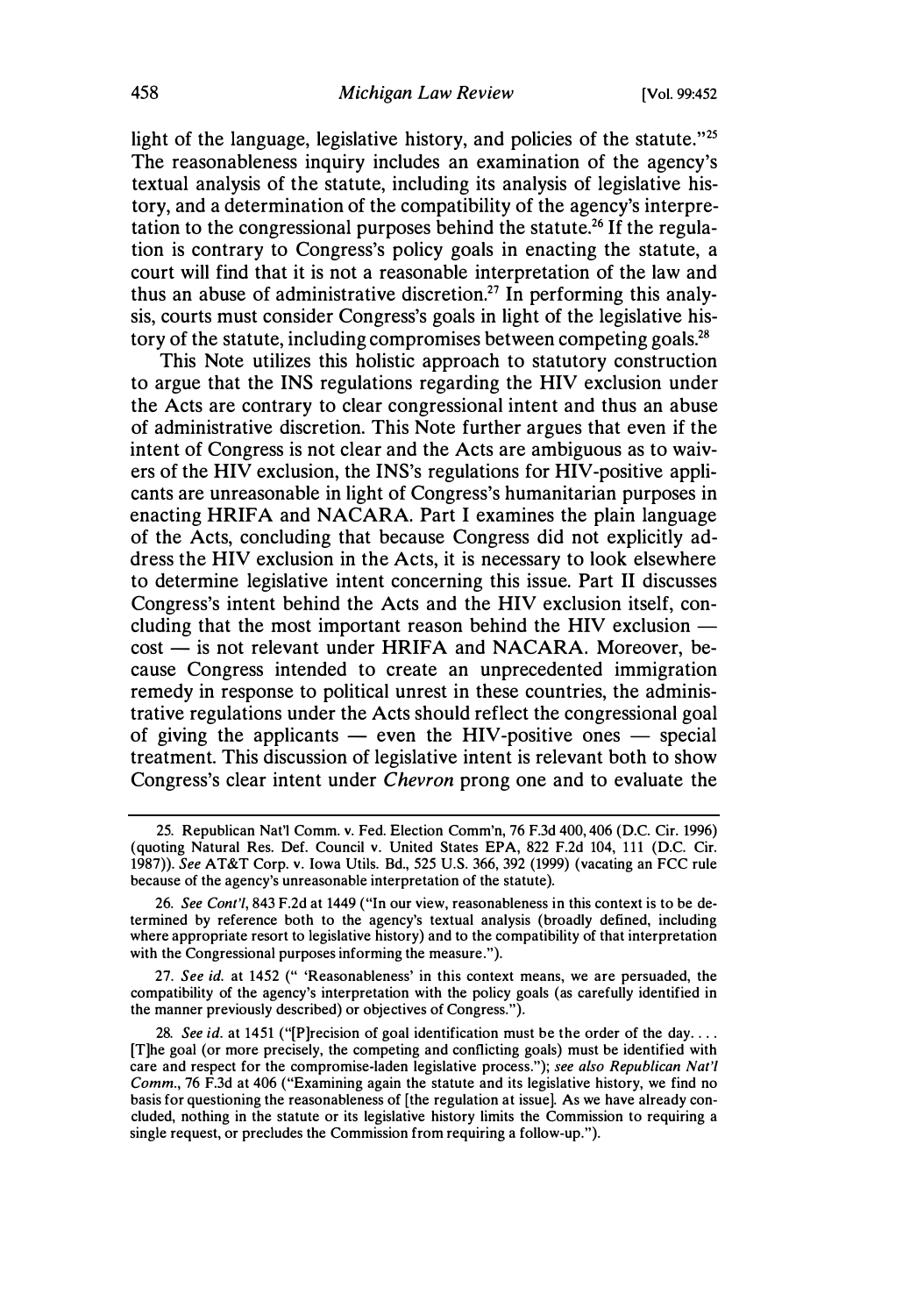light of the language, legislative history, and policies of the statute."[25] The reasonableness inquiry includes an examination of the agency's textual analysis of the statute, including its analysis of legislative history, and a determination of the compatibility of the agency's interpretation to the congressional purposes behind the statute.[26] If the regulation is contrary to Congress's policy goals in enacting the statute, a court will find that it is not a reasonable interpretation of the law and thus an abuse of administrative discretion.[27] In performing this analysis, courts must consider Congress's goals in light of the legislative history of the statute, including compromises between competing goals.[28]

This Note utilizes this holistic approach to statutory construction to argue that the INS regulations regarding the HIV exclusion under the Acts are contrary to clear congressional intent and thus an abuse of administrative discretion. This Note further argues that even if the intent of Congress is not clear and the Acts are ambiguous as to waivers of the HIV exclusion, the INS's regulations for HIV-positive applicants are unreasonable in light of Congress's humanitarian purposes in enacting HRIFA and NACARA. Part I examines the plain language of the Acts, concluding that because Congress did not explicitly address the HIV exclusion in the Acts, it is necessary to look elsewhere to determine legislative intent concerning this issue. Part II discusses Congress's intent behind the Acts and the HIV exclusion itself, concluding that the most important reason behind the HIV exclusion — cost — is not relevant under HRIFA and NACARA. Moreover, because Congress intended to create an unprecedented immigration remedy in response to political unrest in these countries, the administrative regulations under the Acts should reflect the congressional goal of giving the applicants — even the HIV-positive ones — special treatment. This discussion of legislative intent is relevant both to show Congress's clear intent under *Chevron* prong one and to evaluate the

---

25. Republican Nat'l Comm. v. Fed. Election Comm'n, 76 F.3d 400, 406 (D.C. Cir. 1996) (quoting Natural Res. Def. Council v. United States EPA, 822 F.2d 104, 111 (D.C. Cir. 1987)). *See* AT&T Corp. v. Iowa Utils. Bd., 525 U.S. 366, 392 (1999) (vacating an FCC rule because of the agency's unreasonable interpretation of the statute).

26. *See Cont'l*, 843 F.2d at 1449 ("In our view, reasonableness in this context is to be determined by reference both to the agency's textual analysis (broadly defined, including where appropriate resort to legislative history) and to the compatibility of that interpretation with the Congressional purposes informing the measure.").

27. *See id.* at 1452 (" 'Reasonableness' in this context means, we are persuaded, the compatibility of the agency's interpretation with the policy goals (as carefully identified in the manner previously described) or objectives of Congress.").

28. *See id.* at 1451 ("[P]recision of goal identification must be the order of the day. . . . [T]he goal (or more precisely, the competing and conflicting goals) must be identified with care and respect for the compromise-laden legislative process."); *see also Republican Nat'l Comm.*, 76 F.3d at 406 ("Examining again the statute and its legislative history, we find no basis for questioning the reasonableness of [the regulation at issue]. As we have already concluded, nothing in the statute or its legislative history limits the Commission to requiring a single request, or precludes the Commission from requiring a follow-up.").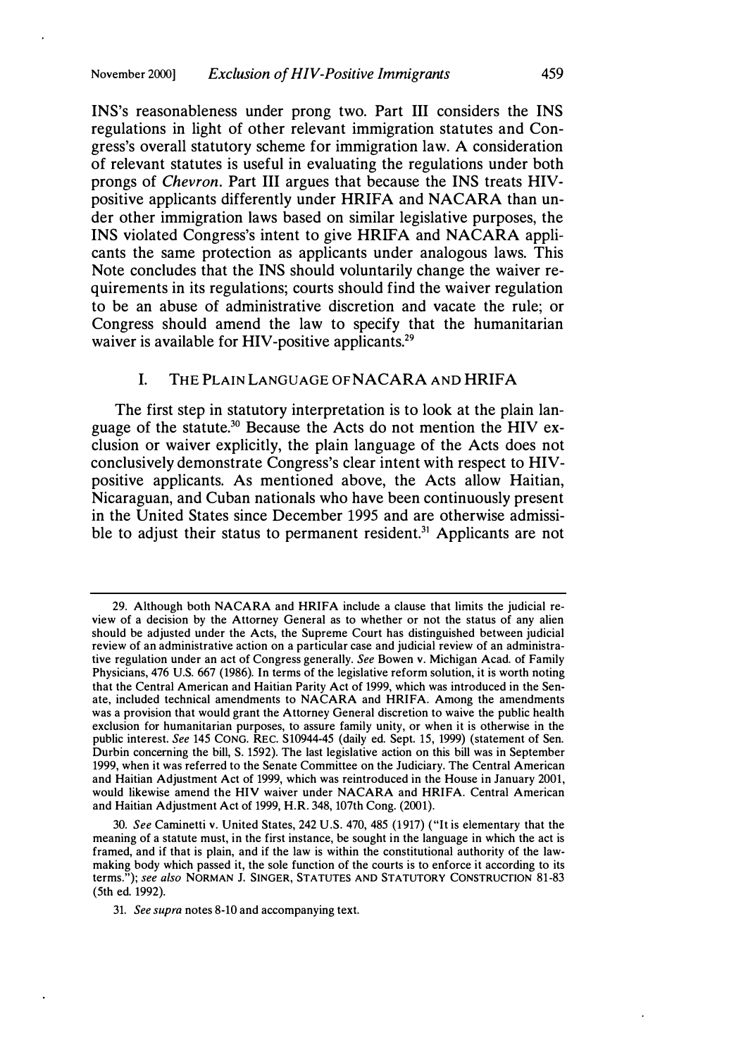INS's reasonableness under prong two. Part III considers the INS regulations in light of other relevant immigration statutes and Congress's overall statutory scheme for immigration law. A consideration of relevant statutes is useful in evaluating the regulations under both prongs of *Chevron*. Part III argues that because the INS treats HIV-positive applicants differently under HRIFA and NACARA than under other immigration laws based on similar legislative purposes, the INS violated Congress's intent to give HRIFA and NACARA applicants the same protection as applicants under analogous laws. This Note concludes that the INS should voluntarily change the waiver requirements in its regulations; courts should find the waiver regulation to be an abuse of administrative discretion and vacate the rule; or Congress should amend the law to specify that the humanitarian waiver is available for HIV-positive applicants.[29]

## I. THE PLAIN LANGUAGE OF NACARA AND HRIFA

The first step in statutory interpretation is to look at the plain language of the statute.[30] Because the Acts do not mention the HIV exclusion or waiver explicitly, the plain language of the Acts does not conclusively demonstrate Congress's clear intent with respect to HIV-positive applicants. As mentioned above, the Acts allow Haitian, Nicaraguan, and Cuban nationals who have been continuously present in the United States since December 1995 and are otherwise admissible to adjust their status to permanent resident.[31] Applicants are not

---

29. Although both NACARA and HRIFA include a clause that limits the judicial review of a decision by the Attorney General as to whether or not the status of any alien should be adjusted under the Acts, the Supreme Court has distinguished between judicial review of an administrative action on a particular case and judicial review of an administrative regulation under an act of Congress generally. *See* Bowen v. Michigan Acad. of Family Physicians, 476 U.S. 667 (1986). In terms of the legislative reform solution, it is worth noting that the Central American and Haitian Parity Act of 1999, which was introduced in the Senate, included technical amendments to NACARA and HRIFA. Among the amendments was a provision that would grant the Attorney General discretion to waive the public health exclusion for humanitarian purposes, to assure family unity, or when it is otherwise in the public interest. *See* 145 CONG. REC. S10944-45 (daily ed. Sept. 15, 1999) (statement of Sen. Durbin concerning the bill, S. 1592). The last legislative action on this bill was in September 1999, when it was referred to the Senate Committee on the Judiciary. The Central American and Haitian Adjustment Act of 1999, which was reintroduced in the House in January 2001, would likewise amend the HIV waiver under NACARA and HRIFA. Central American and Haitian Adjustment Act of 1999, H.R. 348, 107th Cong. (2001).

30. *See* Caminetti v. United States, 242 U.S. 470, 485 (1917) ("It is elementary that the meaning of a statute must, in the first instance, be sought in the language in which the act is framed, and if that is plain, and if the law is within the constitutional authority of the lawmaking body which passed it, the sole function of the courts is to enforce it according to its terms."); *see also* NORMAN J. SINGER, STATUTES AND STATUTORY CONSTRUCTION 81-83 (5th ed. 1992).

31. *See supra* notes 8-10 and accompanying text.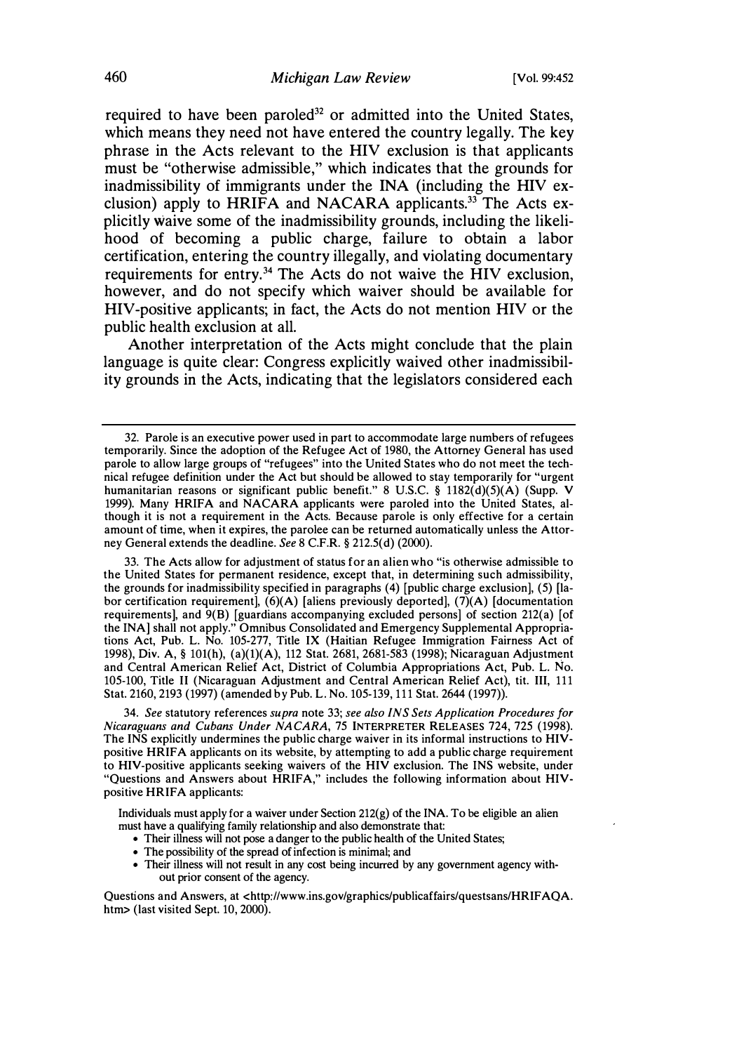required to have been paroled[32] or admitted into the United States, which means they need not have entered the country legally. The key phrase in the Acts relevant to the HIV exclusion is that applicants must be "otherwise admissible," which indicates that the grounds for inadmissibility of immigrants under the INA (including the HIV exclusion) apply to HRIFA and NACARA applicants.[33] The Acts explicitly waive some of the inadmissibility grounds, including the likelihood of becoming a public charge, failure to obtain a labor certification, entering the country illegally, and violating documentary requirements for entry.[34] The Acts do not waive the HIV exclusion, however, and do not specify which waiver should be available for HIV-positive applicants; in fact, the Acts do not mention HIV or the public health exclusion at all.

Another interpretation of the Acts might conclude that the plain language is quite clear: Congress explicitly waived other inadmissibility grounds in the Acts, indicating that the legislators considered each

---

32. Parole is an executive power used in part to accommodate large numbers of refugees temporarily. Since the adoption of the Refugee Act of 1980, the Attorney General has used parole to allow large groups of "refugees" into the United States who do not meet the technical refugee definition under the Act but should be allowed to stay temporarily for "urgent humanitarian reasons or significant public benefit." 8 U.S.C. § 1182(d)(5)(A) (Supp. V 1999). Many HRIFA and NACARA applicants were paroled into the United States, although it is not a requirement in the Acts. Because parole is only effective for a certain amount of time, when it expires, the parolee can be returned automatically unless the Attorney General extends the deadline. *See* 8 C.F.R. § 212.5(d) (2000).

33. The Acts allow for adjustment of status for an alien who "is otherwise admissible to the United States for permanent residence, except that, in determining such admissibility, the grounds for inadmissibility specified in paragraphs (4) [public charge exclusion], (5) [labor certification requirement], (6)(A) [aliens previously deported], (7)(A) [documentation requirements], and 9(B) [guardians accompanying excluded persons] of section 212(a) [of the INA] shall not apply." Omnibus Consolidated and Emergency Supplemental Appropriations Act, Pub. L. No. 105-277, Title IX (Haitian Refugee Immigration Fairness Act of 1998), Div. A, § 101(h), (a)(1)(A), 112 Stat. 2681, 2681-583 (1998); Nicaraguan Adjustment and Central American Relief Act, District of Columbia Appropriations Act, Pub. L. No. 105-100, Title II (Nicaraguan Adjustment and Central American Relief Act), tit. III, 111 Stat. 2160, 2193 (1997) (amended by Pub. L. No. 105-139, 111 Stat. 2644 (1997)).

34. *See* statutory references *supra* note 33; *see also INS Sets Application Procedures for Nicaraguans and Cubans Under NACARA*, 75 INTERPRETER RELEASES 724, 725 (1998). The INS explicitly undermines the public charge waiver in its informal instructions to HIV-positive HRIFA applicants on its website, by attempting to add a public charge requirement to HIV-positive applicants seeking waivers of the HIV exclusion. The INS website, under "Questions and Answers about HRIFA," includes the following information about HIV-positive HRIFA applicants:

> Individuals must apply for a waiver under Section 212(g) of the INA. To be eligible an alien must have a qualifying family relationship and also demonstrate that:
> - Their illness will not pose a danger to the public health of the United States;
> - The possibility of the spread of infection is minimal; and
> - Their illness will not result in any cost being incurred by any government agency without prior consent of the agency.

Questions and Answers, at <http://www.ins.gov/graphics/publicaffairs/questsans/HRIFAQA.htm> (last visited Sept. 10, 2000).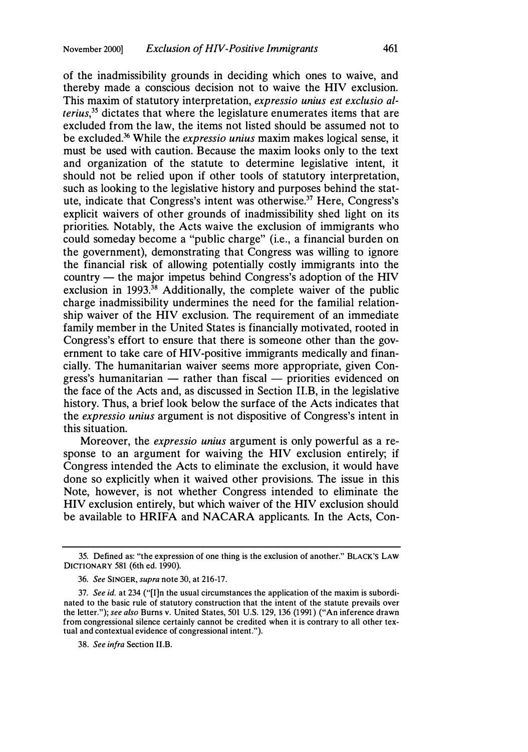of the inadmissibility grounds in deciding which ones to waive, and thereby made a conscious decision not to waive the HIV exclusion. This maxim of statutory interpretation, *expressio unius est exclusio alterius*,[35] dictates that where the legislature enumerates items that are excluded from the law, the items not listed should be assumed not to be excluded.[36] While the *expressio unius* maxim makes logical sense, it must be used with caution. Because the maxim looks only to the text and organization of the statute to determine legislative intent, it should not be relied upon if other tools of statutory interpretation, such as looking to the legislative history and purposes behind the statute, indicate that Congress's intent was otherwise.[37] Here, Congress's explicit waivers of other grounds of inadmissibility shed light on its priorities. Notably, the Acts waive the exclusion of immigrants who could someday become a "public charge" (i.e., a financial burden on the government), demonstrating that Congress was willing to ignore the financial risk of allowing potentially costly immigrants into the country — the major impetus behind Congress's adoption of the HIV exclusion in 1993.[38] Additionally, the complete waiver of the public charge inadmissibility undermines the need for the familial relationship waiver of the HIV exclusion. The requirement of an immediate family member in the United States is financially motivated, rooted in Congress's effort to ensure that there is someone other than the government to take care of HIV-positive immigrants medically and financially. The humanitarian waiver seems more appropriate, given Congress's humanitarian — rather than fiscal — priorities evidenced on the face of the Acts and, as discussed in Section II.B, in the legislative history. Thus, a brief look below the surface of the Acts indicates that the *expressio unius* argument is not dispositive of Congress's intent in this situation.

Moreover, the *expressio unius* argument is only powerful as a response to an argument for waiving the HIV exclusion entirely; if Congress intended the Acts to eliminate the exclusion, it would have done so explicitly when it waived other provisions. The issue in this Note, however, is not whether Congress intended to eliminate the HIV exclusion entirely, but which waiver of the HIV exclusion should be available to HRIFA and NACARA applicants. In the Acts, Con-

---

35. Defined as: "the expression of one thing is the exclusion of another." BLACK'S LAW DICTIONARY 581 (6th ed. 1990).

36. *See* SINGER, *supra* note 30, at 216-17.

37. *See id.* at 234 ("[I]n the usual circumstances the application of the maxim is subordinated to the basic rule of statutory construction that the intent of the statute prevails over the letter."); *see also* Burns v. United States, 501 U.S. 129, 136 (1991) ("An inference drawn from congressional silence certainly cannot be credited when it is contrary to all other textual and contextual evidence of congressional intent.").

38. *See infra* Section II.B.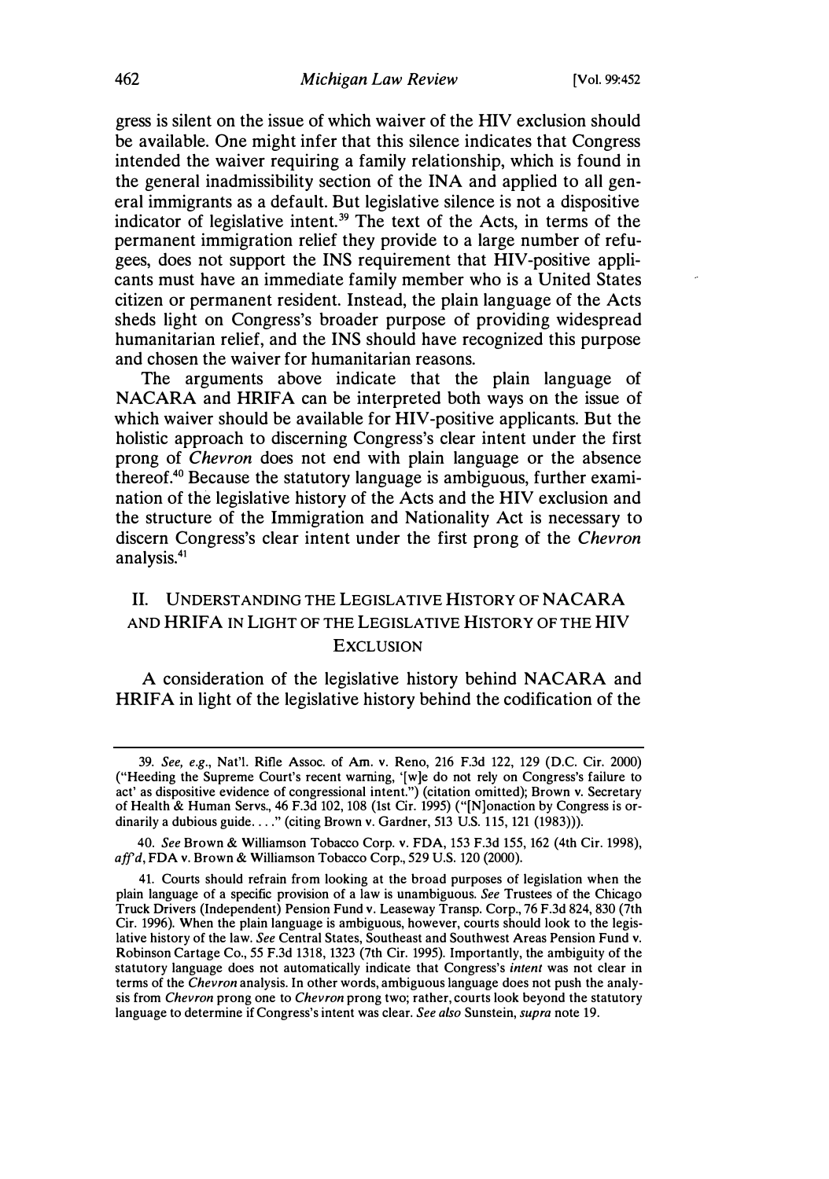gress is silent on the issue of which waiver of the HIV exclusion should be available. One might infer that this silence indicates that Congress intended the waiver requiring a family relationship, which is found in the general inadmissibility section of the INA and applied to all general immigrants as a default. But legislative silence is not a dispositive indicator of legislative intent.[39] The text of the Acts, in terms of the permanent immigration relief they provide to a large number of refugees, does not support the INS requirement that HIV-positive applicants must have an immediate family member who is a United States citizen or permanent resident. Instead, the plain language of the Acts sheds light on Congress's broader purpose of providing widespread humanitarian relief, and the INS should have recognized this purpose and chosen the waiver for humanitarian reasons.

The arguments above indicate that the plain language of NACARA and HRIFA can be interpreted both ways on the issue of which waiver should be available for HIV-positive applicants. But the holistic approach to discerning Congress's clear intent under the first prong of *Chevron* does not end with plain language or the absence thereof.[40] Because the statutory language is ambiguous, further examination of the legislative history of the Acts and the HIV exclusion and the structure of the Immigration and Nationality Act is necessary to discern Congress's clear intent under the first prong of the *Chevron* analysis.[41]

## II. Understanding the Legislative History of NACARA and HRIFA in Light of the Legislative History of the HIV Exclusion

A consideration of the legislative history behind NACARA and HRIFA in light of the legislative history behind the codification of the

---

39. *See, e.g.*, Nat'l. Rifle Assoc. of Am. v. Reno, 216 F.3d 122, 129 (D.C. Cir. 2000) ("Heeding the Supreme Court's recent warning, '[w]e do not rely on Congress's failure to act' as dispositive evidence of congressional intent.") (citation omitted); Brown v. Secretary of Health & Human Servs., 46 F.3d 102, 108 (1st Cir. 1995) ("[N]onaction by Congress is ordinarily a dubious guide. . . ." (citing Brown v. Gardner, 513 U.S. 115, 121 (1983))).

40. *See* Brown & Williamson Tobacco Corp. v. FDA, 153 F.3d 155, 162 (4th Cir. 1998), *aff'd*, FDA v. Brown & Williamson Tobacco Corp., 529 U.S. 120 (2000).

41. Courts should refrain from looking at the broad purposes of legislation when the plain language of a specific provision of a law is unambiguous. *See* Trustees of the Chicago Truck Drivers (Independent) Pension Fund v. Leaseway Transp. Corp., 76 F.3d 824, 830 (7th Cir. 1996). When the plain language is ambiguous, however, courts should look to the legislative history of the law. *See* Central States, Southeast and Southwest Areas Pension Fund v. Robinson Cartage Co., 55 F.3d 1318, 1323 (7th Cir. 1995). Importantly, the ambiguity of the statutory language does not automatically indicate that Congress's *intent* was not clear in terms of the *Chevron* analysis. In other words, ambiguous language does not push the analysis from *Chevron* prong one to *Chevron* prong two; rather, courts look beyond the statutory language to determine if Congress's intent was clear. *See also* Sunstein, *supra* note 19.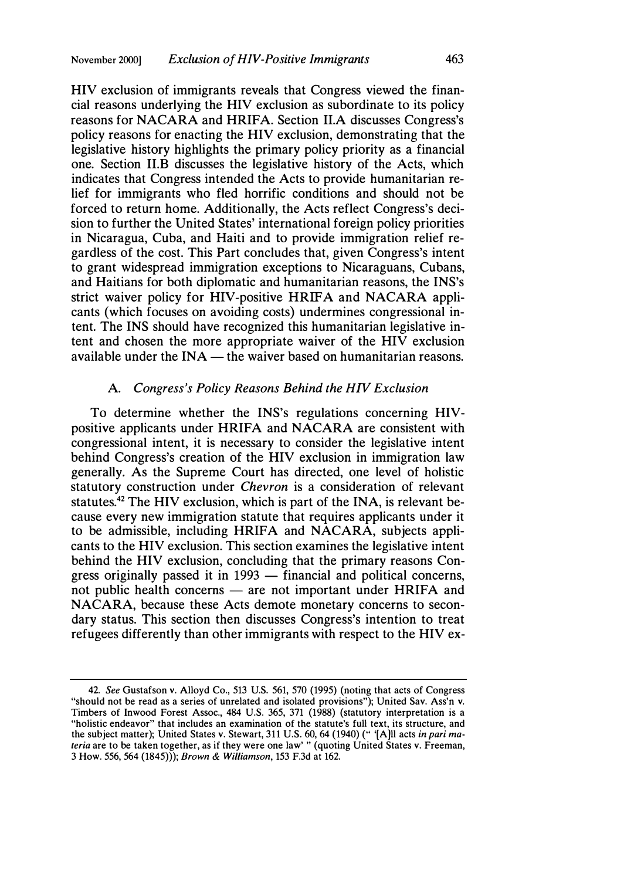HIV exclusion of immigrants reveals that Congress viewed the financial reasons underlying the HIV exclusion as subordinate to its policy reasons for NACARA and HRIFA. Section II.A discusses Congress's policy reasons for enacting the HIV exclusion, demonstrating that the legislative history highlights the primary policy priority as a financial one. Section II.B discusses the legislative history of the Acts, which indicates that Congress intended the Acts to provide humanitarian relief for immigrants who fled horrific conditions and should not be forced to return home. Additionally, the Acts reflect Congress's decision to further the United States' international foreign policy priorities in Nicaragua, Cuba, and Haiti and to provide immigration relief regardless of the cost. This Part concludes that, given Congress's intent to grant widespread immigration exceptions to Nicaraguans, Cubans, and Haitians for both diplomatic and humanitarian reasons, the INS's strict waiver policy for HIV-positive HRIFA and NACARA applicants (which focuses on avoiding costs) undermines congressional intent. The INS should have recognized this humanitarian legislative intent and chosen the more appropriate waiver of the HIV exclusion available under the INA — the waiver based on humanitarian reasons.

### A. *Congress's Policy Reasons Behind the HIV Exclusion*

To determine whether the INS's regulations concerning HIV-positive applicants under HRIFA and NACARA are consistent with congressional intent, it is necessary to consider the legislative intent behind Congress's creation of the HIV exclusion in immigration law generally. As the Supreme Court has directed, one level of holistic statutory construction under *Chevron* is a consideration of relevant statutes.[42] The HIV exclusion, which is part of the INA, is relevant because every new immigration statute that requires applicants under it to be admissible, including HRIFA and NACARA, subjects applicants to the HIV exclusion. This section examines the legislative intent behind the HIV exclusion, concluding that the primary reasons Congress originally passed it in 1993 — financial and political concerns, not public health concerns — are not important under HRIFA and NACARA, because these Acts demote monetary concerns to secondary status. This section then discusses Congress's intention to treat refugees differently than other immigrants with respect to the HIV ex-

42. *See* Gustafson v. Alloyd Co., 513 U.S. 561, 570 (1995) (noting that acts of Congress "should not be read as a series of unrelated and isolated provisions"); United Sav. Ass'n v. Timbers of Inwood Forest Assoc., 484 U.S. 365, 371 (1988) (statutory interpretation is a "holistic endeavor" that includes an examination of the statute's full text, its structure, and the subject matter); United States v. Stewart, 311 U.S. 60, 64 (1940) (" '[A]ll acts *in pari materia* are to be taken together, as if they were one law' " (quoting United States v. Freeman, 3 How. 556, 564 (1845))); *Brown & Williamson*, 153 F.3d at 162.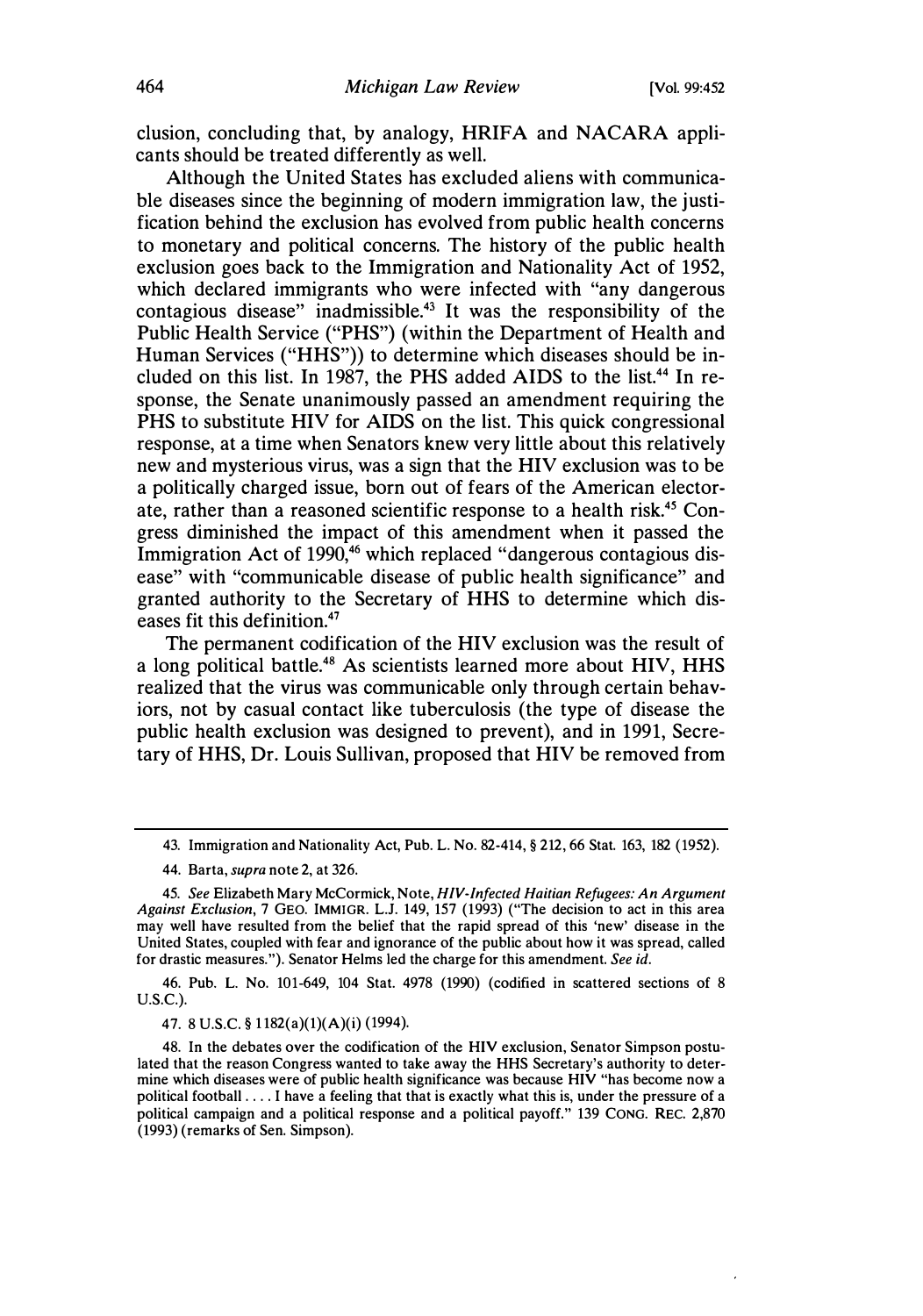clusion, concluding that, by analogy, HRIFA and NACARA applicants should be treated differently as well.

Although the United States has excluded aliens with communicable diseases since the beginning of modern immigration law, the justification behind the exclusion has evolved from public health concerns to monetary and political concerns. The history of the public health exclusion goes back to the Immigration and Nationality Act of 1952, which declared immigrants who were infected with "any dangerous contagious disease" inadmissible.[43] It was the responsibility of the Public Health Service ("PHS") (within the Department of Health and Human Services ("HHS")) to determine which diseases should be included on this list. In 1987, the PHS added AIDS to the list.[44] In response, the Senate unanimously passed an amendment requiring the PHS to substitute HIV for AIDS on the list. This quick congressional response, at a time when Senators knew very little about this relatively new and mysterious virus, was a sign that the HIV exclusion was to be a politically charged issue, born out of fears of the American electorate, rather than a reasoned scientific response to a health risk.[45] Congress diminished the impact of this amendment when it passed the Immigration Act of 1990,[46] which replaced "dangerous contagious disease" with "communicable disease of public health significance" and granted authority to the Secretary of HHS to determine which diseases fit this definition.[47]

The permanent codification of the HIV exclusion was the result of a long political battle.[48] As scientists learned more about HIV, HHS realized that the virus was communicable only through certain behaviors, not by casual contact like tuberculosis (the type of disease the public health exclusion was designed to prevent), and in 1991, Secretary of HHS, Dr. Louis Sullivan, proposed that HIV be removed from

---

43. Immigration and Nationality Act, Pub. L. No. 82-414, § 212, 66 Stat. 163, 182 (1952).

44. Barta, *supra* note 2, at 326.

45. *See* Elizabeth Mary McCormick, Note, *HIV-Infected Haitian Refugees: An Argument Against Exclusion*, 7 GEO. IMMIGR. L.J. 149, 157 (1993) ("The decision to act in this area may well have resulted from the belief that the rapid spread of this 'new' disease in the United States, coupled with fear and ignorance of the public about how it was spread, called for drastic measures."). Senator Helms led the charge for this amendment. *See id.*

46. Pub. L. No. 101-649, 104 Stat. 4978 (1990) (codified in scattered sections of 8 U.S.C.).

47. 8 U.S.C. § 1182(a)(1)(A)(i) (1994).

48. In the debates over the codification of the HIV exclusion, Senator Simpson postulated that the reason Congress wanted to take away the HHS Secretary's authority to determine which diseases were of public health significance was because HIV "has become now a political football .... I have a feeling that that is exactly what this is, under the pressure of a political campaign and a political response and a political payoff." 139 CONG. REC. 2,870 (1993) (remarks of Sen. Simpson).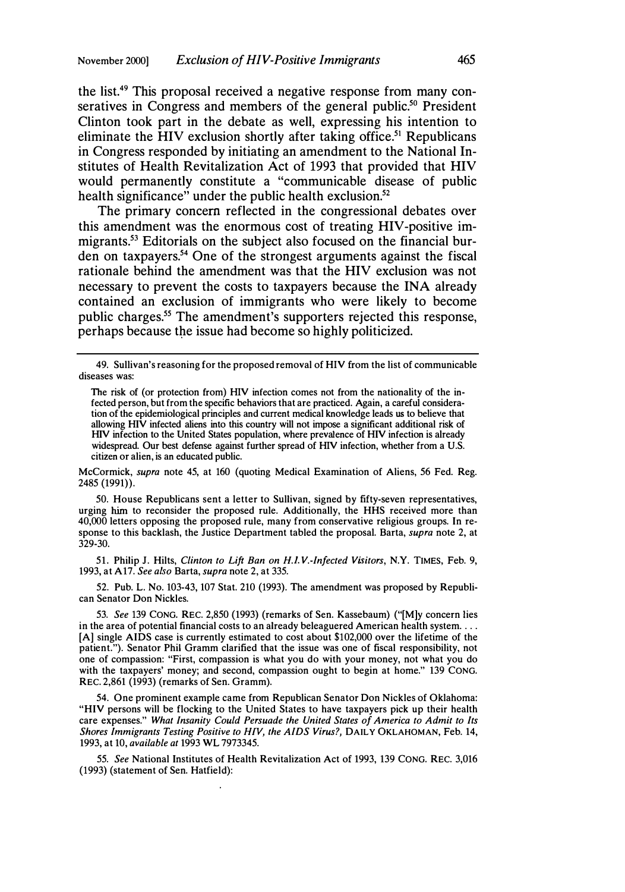the list.[49] This proposal received a negative response from many conseratives in Congress and members of the general public.[50] President Clinton took part in the debate as well, expressing his intention to eliminate the HIV exclusion shortly after taking office.[51] Republicans in Congress responded by initiating an amendment to the National Institutes of Health Revitalization Act of 1993 that provided that HIV would permanently constitute a "communicable disease of public health significance" under the public health exclusion.[52]

The primary concern reflected in the congressional debates over this amendment was the enormous cost of treating HIV-positive immigrants.[53] Editorials on the subject also focused on the financial burden on taxpayers.[54] One of the strongest arguments against the fiscal rationale behind the amendment was that the HIV exclusion was not necessary to prevent the costs to taxpayers because the INA already contained an exclusion of immigrants who were likely to become public charges.[55] The amendment's supporters rejected this response, perhaps because the issue had become so highly politicized.

---

49. Sullivan's reasoning for the proposed removal of HIV from the list of communicable diseases was:

> The risk of (or protection from) HIV infection comes not from the nationality of the infected person, but from the specific behaviors that are practiced. Again, a careful consideration of the epidemiological principles and current medical knowledge leads us to believe that allowing HIV infected aliens into this country will not impose a significant additional risk of HIV infection to the United States population, where prevalence of HIV infection is already widespread. Our best defense against further spread of HIV infection, whether from a U.S. citizen or alien, is an educated public.

McCormick, *supra* note 45, at 160 (quoting Medical Examination of Aliens, 56 Fed. Reg. 2485 (1991)).

50. House Republicans sent a letter to Sullivan, signed by fifty-seven representatives, urging him to reconsider the proposed rule. Additionally, the HHS received more than 40,000 letters opposing the proposed rule, many from conservative religious groups. In response to this backlash, the Justice Department tabled the proposal. Barta, *supra* note 2, at 329-30.

51. Philip J. Hilts, *Clinton to Lift Ban on H.I.V.-Infected Visitors*, N.Y. TIMES, Feb. 9, 1993, at A17. *See also* Barta, *supra* note 2, at 335.

52. Pub. L. No. 103-43, 107 Stat. 210 (1993). The amendment was proposed by Republican Senator Don Nickles.

53. *See* 139 CONG. REC. 2,850 (1993) (remarks of Sen. Kassebaum) ("[M]y concern lies in the area of potential financial costs to an already beleaguered American health system. . . . [A] single AIDS case is currently estimated to cost about $102,000 over the lifetime of the patient."). Senator Phil Gramm clarified that the issue was one of fiscal responsibility, not one of compassion: "First, compassion is what you do with your money, not what you do with the taxpayers' money; and second, compassion ought to begin at home." 139 CONG. REC. 2,861 (1993) (remarks of Sen. Gramm).

54. One prominent example came from Republican Senator Don Nickles of Oklahoma: "HIV persons will be flocking to the United States to have taxpayers pick up their health care expenses." *What Insanity Could Persuade the United States of America to Admit to Its Shores Immigrants Testing Positive to HIV, the AIDS Virus?*, DAILY OKLAHOMAN, Feb. 14, 1993, at 10, *available at* 1993 WL 7973345.

55. *See* National Institutes of Health Revitalization Act of 1993, 139 CONG. REC. 3,016 (1993) (statement of Sen. Hatfield):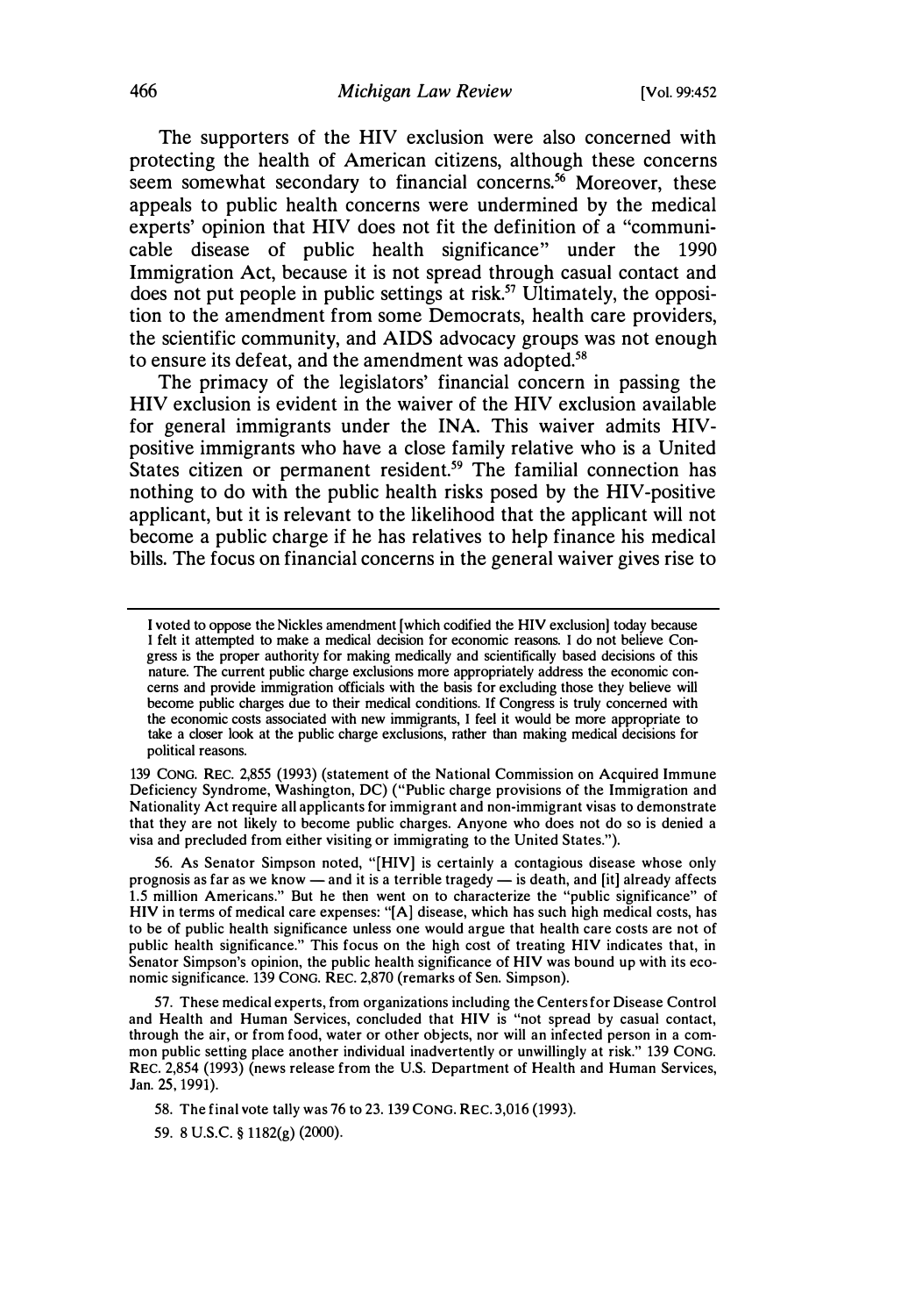The supporters of the HIV exclusion were also concerned with protecting the health of American citizens, although these concerns seem somewhat secondary to financial concerns.[56] Moreover, these appeals to public health concerns were undermined by the medical experts' opinion that HIV does not fit the definition of a "communicable disease of public health significance" under the 1990 Immigration Act, because it is not spread through casual contact and does not put people in public settings at risk.[57] Ultimately, the opposition to the amendment from some Democrats, health care providers, the scientific community, and AIDS advocacy groups was not enough to ensure its defeat, and the amendment was adopted.[58]

The primacy of the legislators' financial concern in passing the HIV exclusion is evident in the waiver of the HIV exclusion available for general immigrants under the INA. This waiver admits HIV-positive immigrants who have a close family relative who is a United States citizen or permanent resident.[59] The familial connection has nothing to do with the public health risks posed by the HIV-positive applicant, but it is relevant to the likelihood that the applicant will not become a public charge if he has relatives to help finance his medical bills. The focus on financial concerns in the general waiver gives rise to

---

I voted to oppose the Nickles amendment [which codified the HIV exclusion] today because I felt it attempted to make a medical decision for economic reasons. I do not believe Congress is the proper authority for making medically and scientifically based decisions of this nature. The current public charge exclusions more appropriately address the economic concerns and provide immigration officials with the basis for excluding those they believe will become public charges due to their medical conditions. If Congress is truly concerned with the economic costs associated with new immigrants, I feel it would be more appropriate to take a closer look at the public charge exclusions, rather than making medical decisions for political reasons.

139 CONG. REC. 2,855 (1993) (statement of the National Commission on Acquired Immune Deficiency Syndrome, Washington, DC) ("Public charge provisions of the Immigration and Nationality Act require all applicants for immigrant and non-immigrant visas to demonstrate that they are not likely to become public charges. Anyone who does not do so is denied a visa and precluded from either visiting or immigrating to the United States.").

56. As Senator Simpson noted, "[HIV] is certainly a contagious disease whose only prognosis as far as we know — and it is a terrible tragedy — is death, and [it] already affects 1.5 million Americans." But he then went on to characterize the "public significance" of HIV in terms of medical care expenses: "[A] disease, which has such high medical costs, has to be of public health significance unless one would argue that health care costs are not of public health significance." This focus on the high cost of treating HIV indicates that, in Senator Simpson's opinion, the public health significance of HIV was bound up with its economic significance. 139 CONG. REC. 2,870 (remarks of Sen. Simpson).

57. These medical experts, from organizations including the Centers for Disease Control and Health and Human Services, concluded that HIV is "not spread by casual contact, through the air, or from food, water or other objects, nor will an infected person in a common public setting place another individual inadvertently or unwillingly at risk." 139 CONG. REC. 2,854 (1993) (news release from the U.S. Department of Health and Human Services, Jan. 25, 1991).

58. The final vote tally was 76 to 23. 139 CONG. REC. 3,016 (1993).

59. 8 U.S.C. § 1182(g) (2000).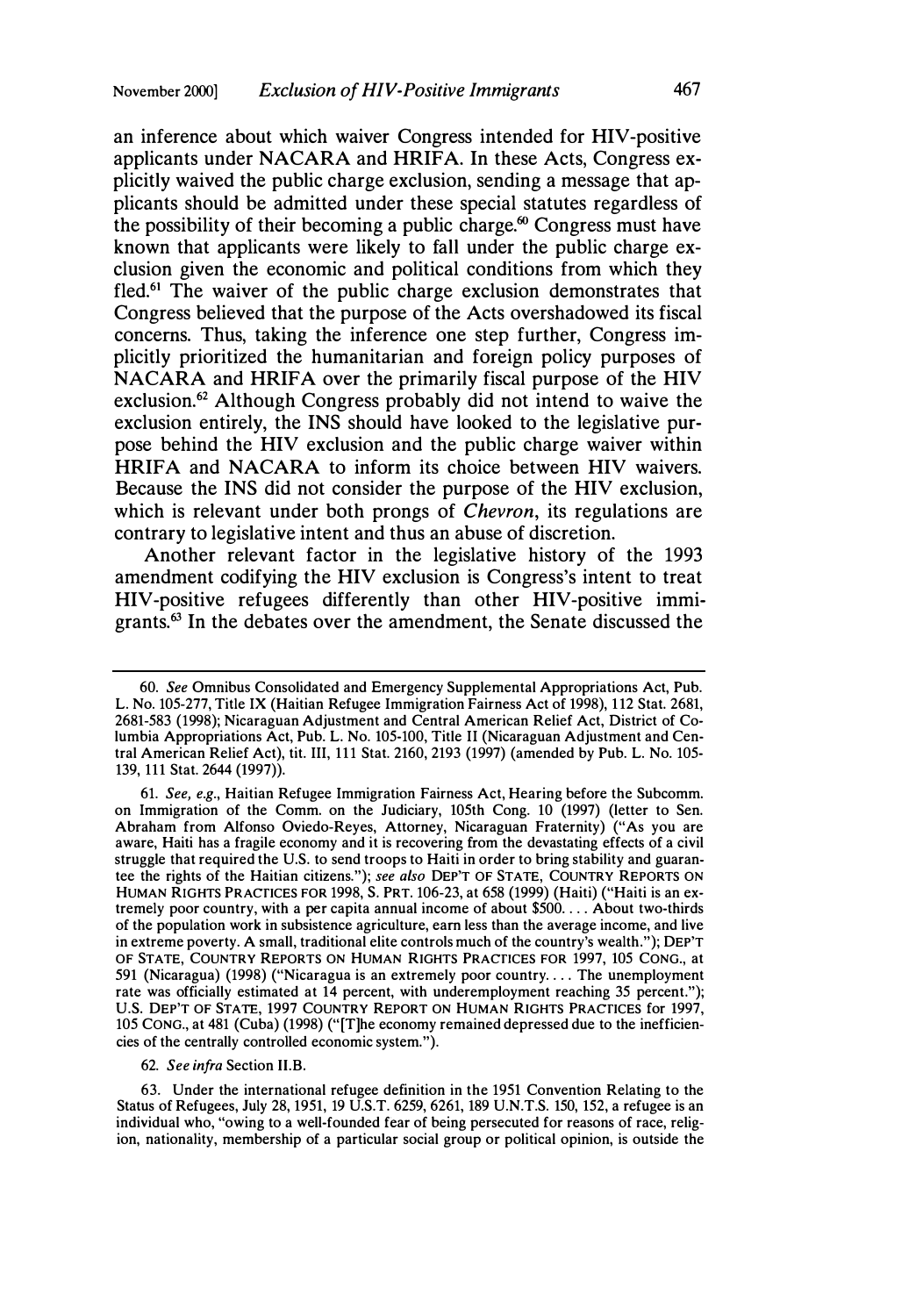an inference about which waiver Congress intended for HIV-positive applicants under NACARA and HRIFA. In these Acts, Congress explicitly waived the public charge exclusion, sending a message that applicants should be admitted under these special statutes regardless of the possibility of their becoming a public charge.[60] Congress must have known that applicants were likely to fall under the public charge exclusion given the economic and political conditions from which they fled.[61] The waiver of the public charge exclusion demonstrates that Congress believed that the purpose of the Acts overshadowed its fiscal concerns. Thus, taking the inference one step further, Congress implicitly prioritized the humanitarian and foreign policy purposes of NACARA and HRIFA over the primarily fiscal purpose of the HIV exclusion.[62] Although Congress probably did not intend to waive the exclusion entirely, the INS should have looked to the legislative purpose behind the HIV exclusion and the public charge waiver within HRIFA and NACARA to inform its choice between HIV waivers. Because the INS did not consider the purpose of the HIV exclusion, which is relevant under both prongs of *Chevron*, its regulations are contrary to legislative intent and thus an abuse of discretion.

Another relevant factor in the legislative history of the 1993 amendment codifying the HIV exclusion is Congress's intent to treat HIV-positive refugees differently than other HIV-positive immigrants.[63] In the debates over the amendment, the Senate discussed the

---

60. *See* Omnibus Consolidated and Emergency Supplemental Appropriations Act, Pub. L. No. 105-277, Title IX (Haitian Refugee Immigration Fairness Act of 1998), 112 Stat. 2681, 2681-583 (1998); Nicaraguan Adjustment and Central American Relief Act, District of Columbia Appropriations Act, Pub. L. No. 105-100, Title II (Nicaraguan Adjustment and Central American Relief Act), tit. III, 111 Stat. 2160, 2193 (1997) (amended by Pub. L. No. 105-139, 111 Stat. 2644 (1997)).

61. *See, e.g.*, Haitian Refugee Immigration Fairness Act, Hearing before the Subcomm. on Immigration of the Comm. on the Judiciary, 105th Cong. 10 (1997) (letter to Sen. Abraham from Alfonso Oviedo-Reyes, Attorney, Nicaraguan Fraternity) ("As you are aware, Haiti has a fragile economy and it is recovering from the devastating effects of a civil struggle that required the U.S. to send troops to Haiti in order to bring stability and guarantee the rights of the Haitian citizens."); *see also* DEP'T OF STATE, COUNTRY REPORTS ON HUMAN RIGHTS PRACTICES FOR 1998, S. PRT. 106-23, at 658 (1999) (Haiti) ("Haiti is an extremely poor country, with a per capita annual income of about $500. . . . About two-thirds of the population work in subsistence agriculture, earn less than the average income, and live in extreme poverty. A small, traditional elite controls much of the country's wealth."); DEP'T OF STATE, COUNTRY REPORTS ON HUMAN RIGHTS PRACTICES FOR 1997, 105 CONG., at 591 (Nicaragua) (1998) ("Nicaragua is an extremely poor country. . . . The unemployment rate was officially estimated at 14 percent, with underemployment reaching 35 percent."); U.S. DEP'T OF STATE, 1997 COUNTRY REPORT ON HUMAN RIGHTS PRACTICES for 1997, 105 CONG., at 481 (Cuba) (1998) ("[T]he economy remained depressed due to the inefficiencies of the centrally controlled economic system.").

62. *See infra* Section II.B.

63. Under the international refugee definition in the 1951 Convention Relating to the Status of Refugees, July 28, 1951, 19 U.S.T. 6259, 6261, 189 U.N.T.S. 150, 152, a refugee is an individual who, "owing to a well-founded fear of being persecuted for reasons of race, religion, nationality, membership of a particular social group or political opinion, is outside the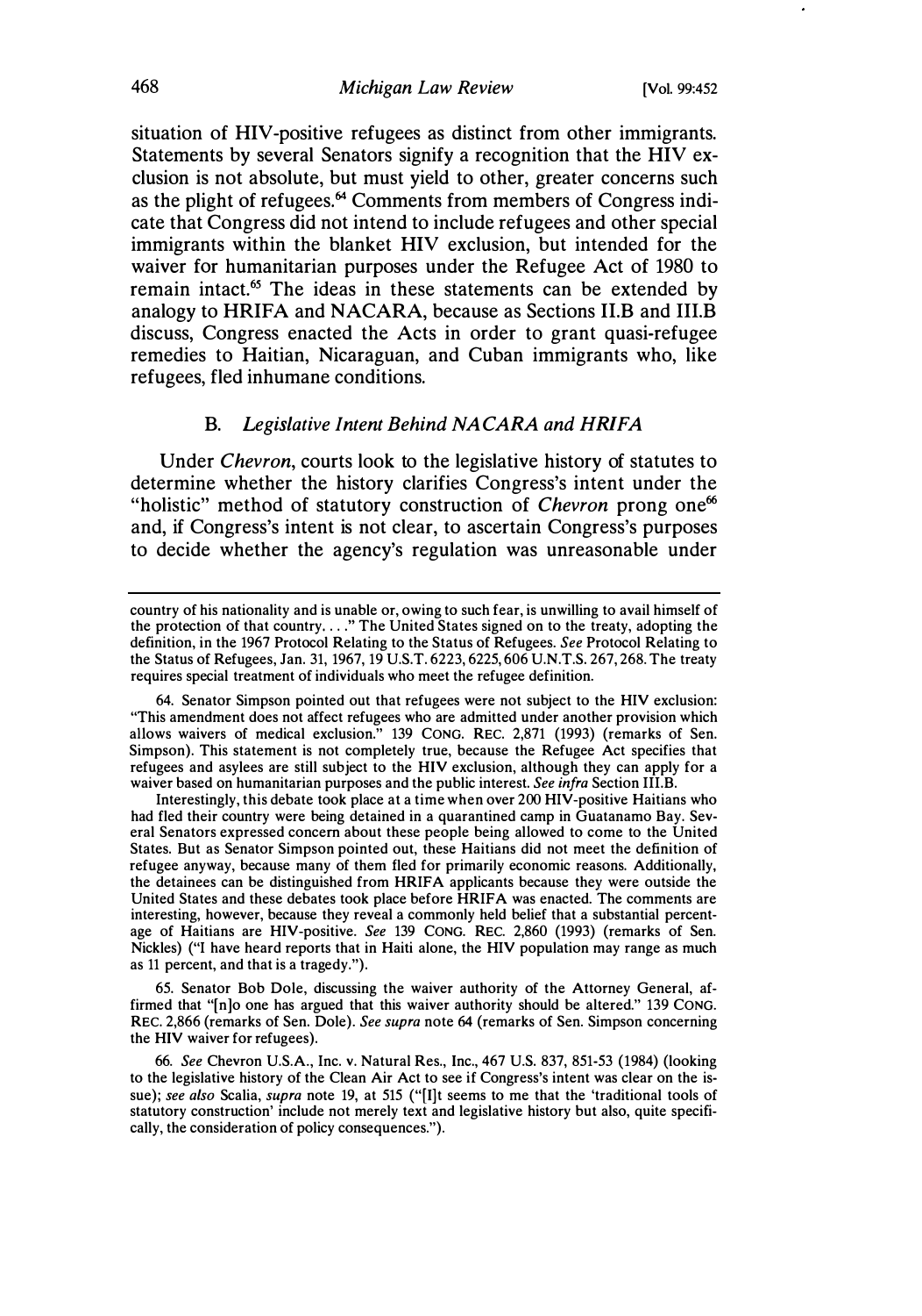situation of HIV-positive refugees as distinct from other immigrants. Statements by several Senators signify a recognition that the HIV exclusion is not absolute, but must yield to other, greater concerns such as the plight of refugees.[64] Comments from members of Congress indicate that Congress did not intend to include refugees and other special immigrants within the blanket HIV exclusion, but intended for the waiver for humanitarian purposes under the Refugee Act of 1980 to remain intact.[65] The ideas in these statements can be extended by analogy to HRIFA and NACARA, because as Sections II.B and III.B discuss, Congress enacted the Acts in order to grant quasi-refugee remedies to Haitian, Nicaraguan, and Cuban immigrants who, like refugees, fled inhumane conditions.

### B. *Legislative Intent Behind NACARA and HRIFA*

Under *Chevron*, courts look to the legislative history of statutes to determine whether the history clarifies Congress's intent under the "holistic" method of statutory construction of *Chevron* prong one[66] and, if Congress's intent is not clear, to ascertain Congress's purposes to decide whether the agency's regulation was unreasonable under

---

country of his nationality and is unable or, owing to such fear, is unwilling to avail himself of the protection of that country. . . ." The United States signed on to the treaty, adopting the definition, in the 1967 Protocol Relating to the Status of Refugees. *See* Protocol Relating to the Status of Refugees, Jan. 31, 1967, 19 U.S.T. 6223, 6225, 606 U.N.T.S. 267, 268. The treaty requires special treatment of individuals who meet the refugee definition.

64. Senator Simpson pointed out that refugees were not subject to the HIV exclusion: "This amendment does not affect refugees who are admitted under another provision which allows waivers of medical exclusion." 139 CONG. REC. 2,871 (1993) (remarks of Sen. Simpson). This statement is not completely true, because the Refugee Act specifies that refugees and asylees are still subject to the HIV exclusion, although they can apply for a waiver based on humanitarian purposes and the public interest. *See infra* Section III.B.

Interestingly, this debate took place at a time when over 200 HIV-positive Haitians who had fled their country were being detained in a quarantined camp in Guatanamo Bay. Several Senators expressed concern about these people being allowed to come to the United States. But as Senator Simpson pointed out, these Haitians did not meet the definition of refugee anyway, because many of them fled for primarily economic reasons. Additionally, the detainees can be distinguished from HRIFA applicants because they were outside the United States and these debates took place before HRIFA was enacted. The comments are interesting, however, because they reveal a commonly held belief that a substantial percentage of Haitians are HIV-positive. *See* 139 CONG. REC. 2,860 (1993) (remarks of Sen. Nickles) ("I have heard reports that in Haiti alone, the HIV population may range as much as 11 percent, and that is a tragedy.").

65. Senator Bob Dole, discussing the waiver authority of the Attorney General, affirmed that "[n]o one has argued that this waiver authority should be altered." 139 CONG. REC. 2,866 (remarks of Sen. Dole). *See supra* note 64 (remarks of Sen. Simpson concerning the HIV waiver for refugees).

66. *See* Chevron U.S.A., Inc. v. Natural Res., Inc., 467 U.S. 837, 851-53 (1984) (looking to the legislative history of the Clean Air Act to see if Congress's intent was clear on the issue); *see also* Scalia, *supra* note 19, at 515 ("[I]t seems to me that the 'traditional tools of statutory construction' include not merely text and legislative history but also, quite specifically, the consideration of policy consequences.").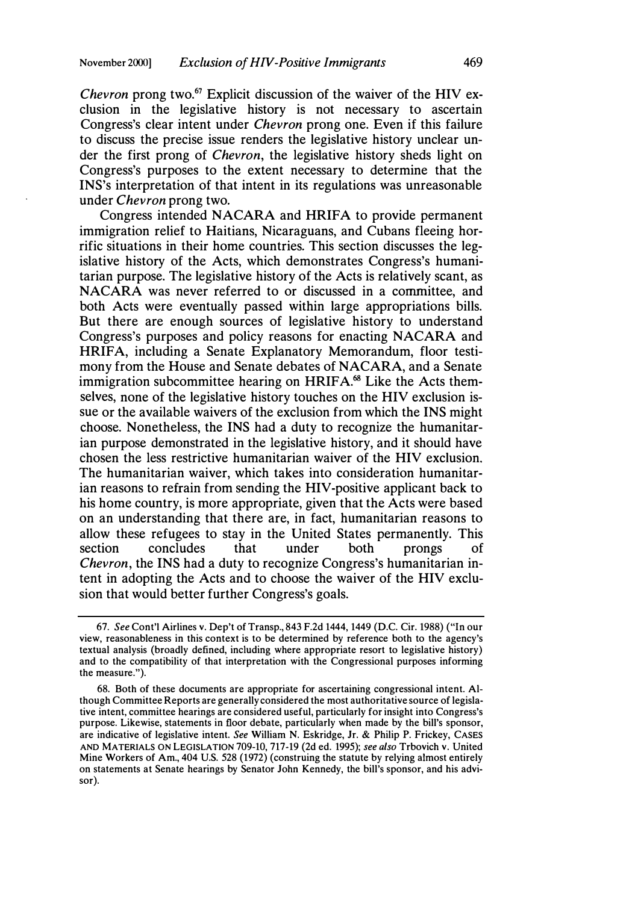*Chevron* prong two.[67] Explicit discussion of the waiver of the HIV exclusion in the legislative history is not necessary to ascertain Congress's clear intent under *Chevron* prong one. Even if this failure to discuss the precise issue renders the legislative history unclear under the first prong of *Chevron*, the legislative history sheds light on Congress's purposes to the extent necessary to determine that the INS's interpretation of that intent in its regulations was unreasonable under *Chevron* prong two.

Congress intended NACARA and HRIFA to provide permanent immigration relief to Haitians, Nicaraguans, and Cubans fleeing horrific situations in their home countries. This section discusses the legislative history of the Acts, which demonstrates Congress's humanitarian purpose. The legislative history of the Acts is relatively scant, as NACARA was never referred to or discussed in a committee, and both Acts were eventually passed within large appropriations bills. But there are enough sources of legislative history to understand Congress's purposes and policy reasons for enacting NACARA and HRIFA, including a Senate Explanatory Memorandum, floor testimony from the House and Senate debates of NACARA, and a Senate immigration subcommittee hearing on HRIFA.[68] Like the Acts themselves, none of the legislative history touches on the HIV exclusion issue or the available waivers of the exclusion from which the INS might choose. Nonetheless, the INS had a duty to recognize the humanitarian purpose demonstrated in the legislative history, and it should have chosen the less restrictive humanitarian waiver of the HIV exclusion. The humanitarian waiver, which takes into consideration humanitarian reasons to refrain from sending the HIV-positive applicant back to his home country, is more appropriate, given that the Acts were based on an understanding that there are, in fact, humanitarian reasons to allow these refugees to stay in the United States permanently. This section concludes that under both prongs of *Chevron*, the INS had a duty to recognize Congress's humanitarian intent in adopting the Acts and to choose the waiver of the HIV exclusion that would better further Congress's goals.

---

67. *See* Cont'l Airlines v. Dep't of Transp., 843 F.2d 1444, 1449 (D.C. Cir. 1988) ("In our view, reasonableness in this context is to be determined by reference both to the agency's textual analysis (broadly defined, including where appropriate resort to legislative history) and to the compatibility of that interpretation with the Congressional purposes informing the measure.").

68. Both of these documents are appropriate for ascertaining congressional intent. Although Committee Reports are generally considered the most authoritative source of legislative intent, committee hearings are considered useful, particularly for insight into Congress's purpose. Likewise, statements in floor debate, particularly when made by the bill's sponsor, are indicative of legislative intent. *See* William N. Eskridge, Jr. & Philip P. Frickey, CASES AND MATERIALS ON LEGISLATION 709-10, 717-19 (2d ed. 1995); *see also* Trbovich v. United Mine Workers of Am., 404 U.S. 528 (1972) (construing the statute by relying almost entirely on statements at Senate hearings by Senator John Kennedy, the bill's sponsor, and his advisor).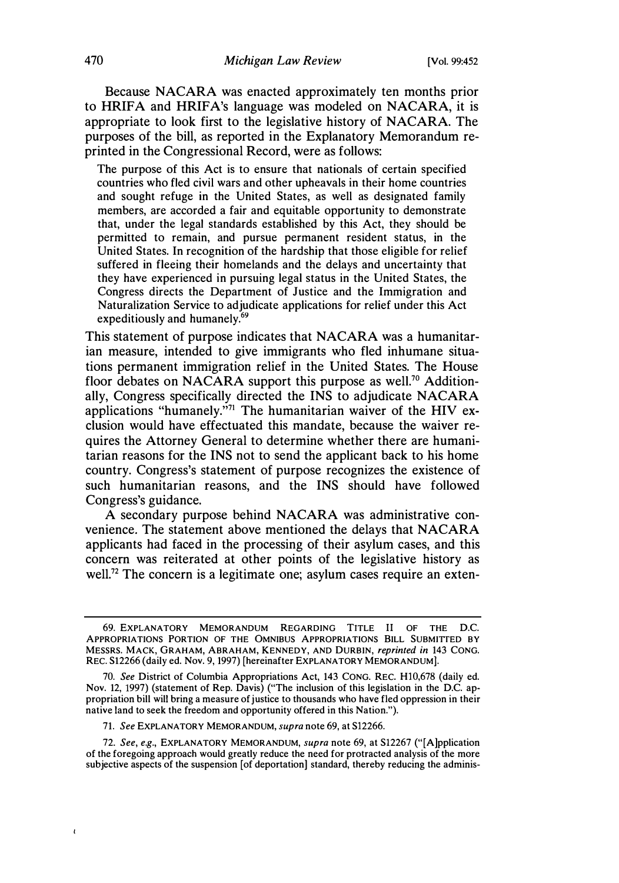Because NACARA was enacted approximately ten months prior to HRIFA and HRIFA's language was modeled on NACARA, it is appropriate to look first to the legislative history of NACARA. The purposes of the bill, as reported in the Explanatory Memorandum reprinted in the Congressional Record, were as follows:

> The purpose of this Act is to ensure that nationals of certain specified countries who fled civil wars and other upheavals in their home countries and sought refuge in the United States, as well as designated family members, are accorded a fair and equitable opportunity to demonstrate that, under the legal standards established by this Act, they should be permitted to remain, and pursue permanent resident status, in the United States. In recognition of the hardship that those eligible for relief suffered in fleeing their homelands and the delays and uncertainty that they have experienced in pursuing legal status in the United States, the Congress directs the Department of Justice and the Immigration and Naturalization Service to adjudicate applications for relief under this Act expeditiously and humanely.[69]

This statement of purpose indicates that NACARA was a humanitarian measure, intended to give immigrants who fled inhumane situations permanent immigration relief in the United States. The House floor debates on NACARA support this purpose as well.[70] Additionally, Congress specifically directed the INS to adjudicate NACARA applications "humanely."[71] The humanitarian waiver of the HIV exclusion would have effectuated this mandate, because the waiver requires the Attorney General to determine whether there are humanitarian reasons for the INS not to send the applicant back to his home country. Congress's statement of purpose recognizes the existence of such humanitarian reasons, and the INS should have followed Congress's guidance.

A secondary purpose behind NACARA was administrative convenience. The statement above mentioned the delays that NACARA applicants had faced in the processing of their asylum cases, and this concern was reiterated at other points of the legislative history as well.[72] The concern is a legitimate one; asylum cases require an exten-

---

69. EXPLANATORY MEMORANDUM REGARDING TITLE II OF THE D.C. APPROPRIATIONS PORTION OF THE OMNIBUS APPROPRIATIONS BILL SUBMITTED BY MESSRS. MACK, GRAHAM, ABRAHAM, KENNEDY, AND DURBIN, *reprinted in* 143 CONG. REC. S12266 (daily ed. Nov. 9, 1997) [hereinafter EXPLANATORY MEMORANDUM].

70. *See* District of Columbia Appropriations Act, 143 CONG. REC. H10,678 (daily ed. Nov. 12, 1997) (statement of Rep. Davis) ("The inclusion of this legislation in the D.C. appropriation bill will bring a measure of justice to thousands who have fled oppression in their native land to seek the freedom and opportunity offered in this Nation.").

71. *See* EXPLANATORY MEMORANDUM, *supra* note 69, at S12266.

72. *See, e.g.*, EXPLANATORY MEMORANDUM, *supra* note 69, at S12267 ("[A]pplication of the foregoing approach would greatly reduce the need for protracted analysis of the more subjective aspects of the suspension [of deportation] standard, thereby reducing the adminis-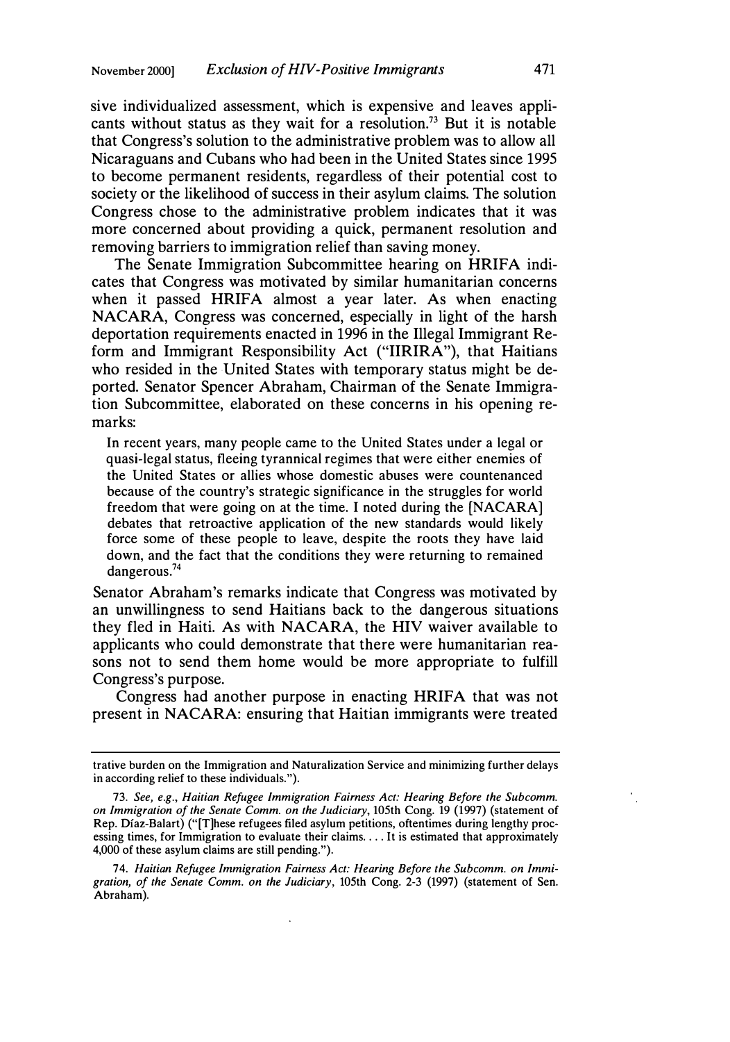sive individualized assessment, which is expensive and leaves applicants without status as they wait for a resolution.[73] But it is notable that Congress's solution to the administrative problem was to allow all Nicaraguans and Cubans who had been in the United States since 1995 to become permanent residents, regardless of their potential cost to society or the likelihood of success in their asylum claims. The solution Congress chose to the administrative problem indicates that it was more concerned about providing a quick, permanent resolution and removing barriers to immigration relief than saving money.

The Senate Immigration Subcommittee hearing on HRIFA indicates that Congress was motivated by similar humanitarian concerns when it passed HRIFA almost a year later. As when enacting NACARA, Congress was concerned, especially in light of the harsh deportation requirements enacted in 1996 in the Illegal Immigrant Reform and Immigrant Responsibility Act ("IIRIRA"), that Haitians who resided in the United States with temporary status might be deported. Senator Spencer Abraham, Chairman of the Senate Immigration Subcommittee, elaborated on these concerns in his opening remarks:

> In recent years, many people came to the United States under a legal or quasi-legal status, fleeing tyrannical regimes that were either enemies of the United States or allies whose domestic abuses were countenanced because of the country's strategic significance in the struggles for world freedom that were going on at the time. I noted during the [NACARA] debates that retroactive application of the new standards would likely force some of these people to leave, despite the roots they have laid down, and the fact that the conditions they were returning to remained dangerous.[74]

Senator Abraham's remarks indicate that Congress was motivated by an unwillingness to send Haitians back to the dangerous situations they fled in Haiti. As with NACARA, the HIV waiver available to applicants who could demonstrate that there were humanitarian reasons not to send them home would be more appropriate to fulfill Congress's purpose.

Congress had another purpose in enacting HRIFA that was not present in NACARA: ensuring that Haitian immigrants were treated

---

trative burden on the Immigration and Naturalization Service and minimizing further delays in according relief to these individuals.").

73. *See, e.g., Haitian Refugee Immigration Fairness Act: Hearing Before the Subcomm. on Immigration of the Senate Comm. on the Judiciary*, 105th Cong. 19 (1997) (statement of Rep. Díaz-Balart) ("[T]hese refugees filed asylum petitions, oftentimes during lengthy processing times, for Immigration to evaluate their claims. . . . It is estimated that approximately 4,000 of these asylum claims are still pending.").

74. *Haitian Refugee Immigration Fairness Act: Hearing Before the Subcomm. on Immigration, of the Senate Comm. on the Judiciary*, 105th Cong. 2-3 (1997) (statement of Sen. Abraham).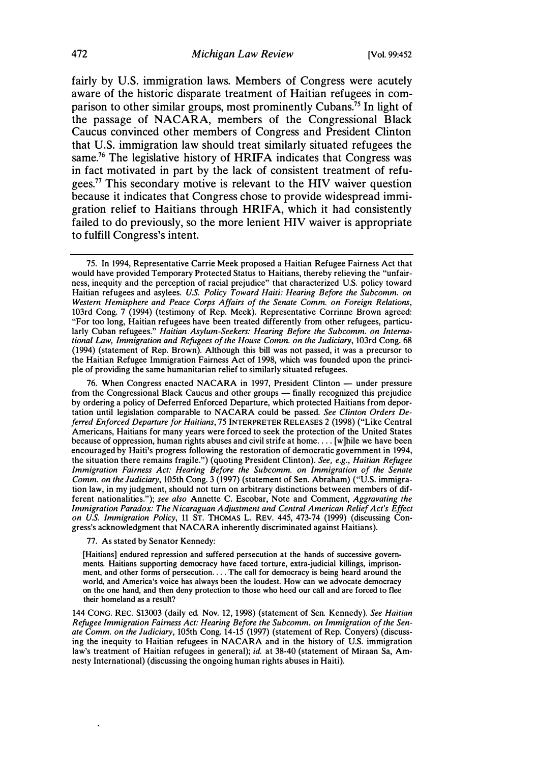fairly by U.S. immigration laws. Members of Congress were acutely aware of the historic disparate treatment of Haitian refugees in comparison to other similar groups, most prominently Cubans.[75] In light of the passage of NACARA, members of the Congressional Black Caucus convinced other members of Congress and President Clinton that U.S. immigration law should treat similarly situated refugees the same.[76] The legislative history of HRIFA indicates that Congress was in fact motivated in part by the lack of consistent treatment of refugees.[77] This secondary motive is relevant to the HIV waiver question because it indicates that Congress chose to provide widespread immigration relief to Haitians through HRIFA, which it had consistently failed to do previously, so the more lenient HIV waiver is appropriate to fulfill Congress's intent.

---

75. In 1994, Representative Carrie Meek proposed a Haitian Refugee Fairness Act that would have provided Temporary Protected Status to Haitians, thereby relieving the "unfairness, inequity and the perception of racial prejudice" that characterized U.S. policy toward Haitian refugees and asylees. *U.S. Policy Toward Haiti: Hearing Before the Subcomm. on Western Hemisphere and Peace Corps Affairs of the Senate Comm. on Foreign Relations*, 103rd Cong. 7 (1994) (testimony of Rep. Meek). Representative Corrinne Brown agreed: "For too long, Haitian refugees have been treated differently from other refugees, particularly Cuban refugees." *Haitian Asylum-Seekers: Hearing Before the Subcomm. on International Law, Immigration and Refugees of the House Comm. on the Judiciary*, 103rd Cong. 68 (1994) (statement of Rep. Brown). Although this bill was not passed, it was a precursor to the Haitian Refugee Immigration Fairness Act of 1998, which was founded upon the principle of providing the same humanitarian relief to similarly situated refugees.

76. When Congress enacted NACARA in 1997, President Clinton — under pressure from the Congressional Black Caucus and other groups — finally recognized this prejudice by ordering a policy of Deferred Enforced Departure, which protected Haitians from deportation until legislation comparable to NACARA could be passed. *See Clinton Orders Deferred Enforced Departure for Haitians*, 75 INTERPRETER RELEASES 2 (1998) ("Like Central Americans, Haitians for many years were forced to seek the protection of the United States because of oppression, human rights abuses and civil strife at home.... [w]hile we have been encouraged by Haiti's progress following the restoration of democratic government in 1994, the situation there remains fragile.") (quoting President Clinton). *See, e.g., Haitian Refugee Immigration Fairness Act: Hearing Before the Subcomm. on Immigration of the Senate Comm. on the Judiciary*, 105th Cong. 3 (1997) (statement of Sen. Abraham) ("U.S. immigration law, in my judgment, should not turn on arbitrary distinctions between members of different nationalities."); *see also* Annette C. Escobar, Note and Comment, *Aggravating the Immigration Paradox: The Nicaraguan Adjustment and Central American Relief Act's Effect on U.S. Immigration Policy*, 11 ST. THOMAS L. REV. 445, 473-74 (1999) (discussing Congress's acknowledgment that NACARA inherently discriminated against Haitians).

77. As stated by Senator Kennedy:

> [Haitians] endured repression and suffered persecution at the hands of successive governments. Haitians supporting democracy have faced torture, extra-judicial killings, imprisonment, and other forms of persecution.... The call for democracy is being heard around the world, and America's voice has always been the loudest. How can we advocate democracy on the one hand, and then deny protection to those who heed our call and are forced to flee their homeland as a result?

144 CONG. REC. S13003 (daily ed. Nov. 12, 1998) (statement of Sen. Kennedy). *See Haitian Refugee Immigration Fairness Act: Hearing Before the Subcomm. on Immigration of the Senate Comm. on the Judiciary*, 105th Cong. 14-15 (1997) (statement of Rep. Conyers) (discussing the inequity to Haitian refugees in NACARA and in the history of U.S. immigration law's treatment of Haitian refugees in general); *id.* at 38-40 (statement of Miraan Sa, Amnesty International) (discussing the ongoing human rights abuses in Haiti).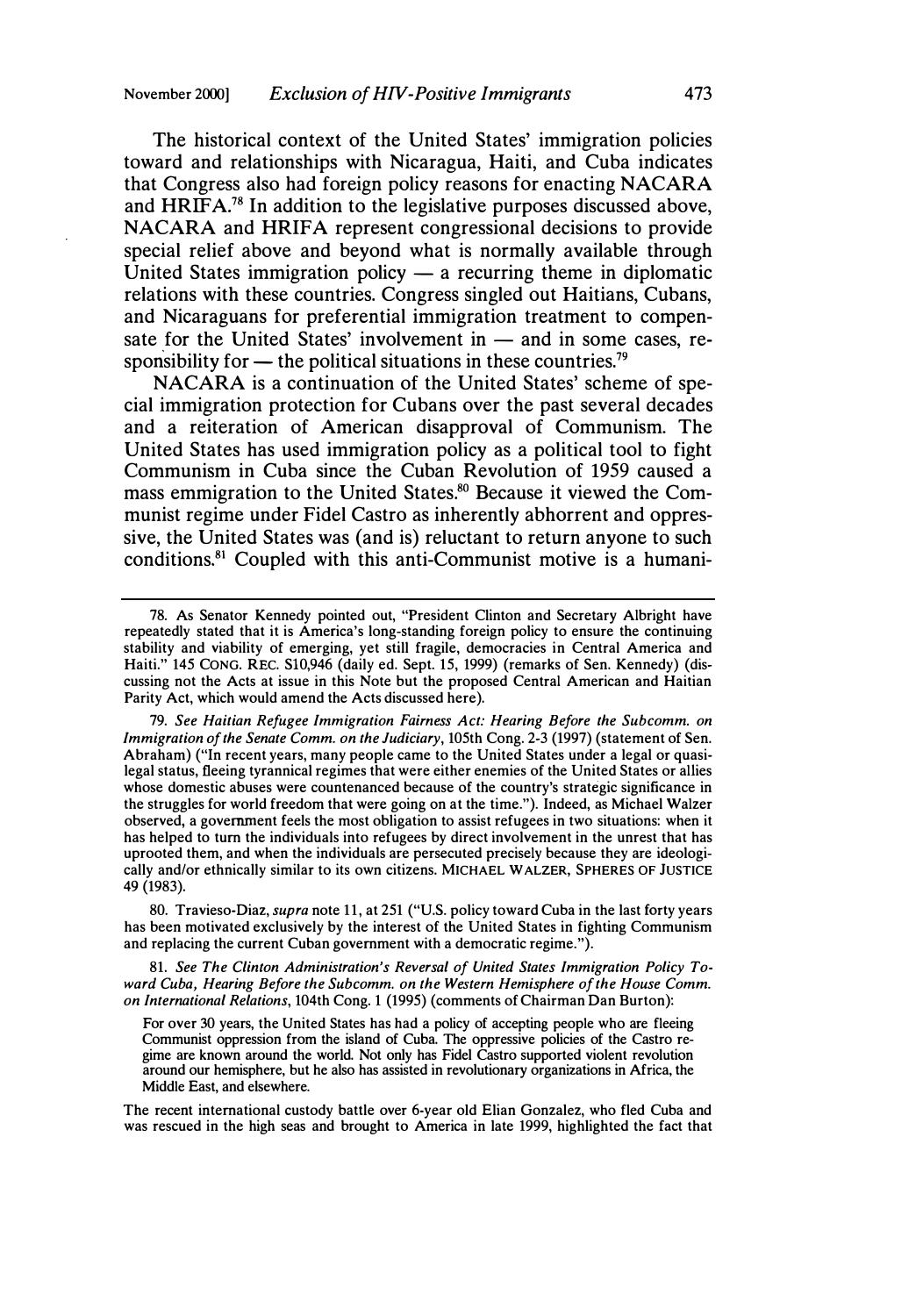The historical context of the United States' immigration policies toward and relationships with Nicaragua, Haiti, and Cuba indicates that Congress also had foreign policy reasons for enacting NACARA and HRIFA.[78] In addition to the legislative purposes discussed above, NACARA and HRIFA represent congressional decisions to provide special relief above and beyond what is normally available through United States immigration policy — a recurring theme in diplomatic relations with these countries. Congress singled out Haitians, Cubans, and Nicaraguans for preferential immigration treatment to compensate for the United States' involvement in — and in some cases, responsibility for — the political situations in these countries.[79]

NACARA is a continuation of the United States' scheme of special immigration protection for Cubans over the past several decades and a reiteration of American disapproval of Communism. The United States has used immigration policy as a political tool to fight Communism in Cuba since the Cuban Revolution of 1959 caused a mass emmigration to the United States.[80] Because it viewed the Communist regime under Fidel Castro as inherently abhorrent and oppressive, the United States was (and is) reluctant to return anyone to such conditions.[81] Coupled with this anti-Communist motive is a humani-

---

78. As Senator Kennedy pointed out, "President Clinton and Secretary Albright have repeatedly stated that it is America's long-standing foreign policy to ensure the continuing stability and viability of emerging, yet still fragile, democracies in Central America and Haiti." 145 CONG. REC. S10,946 (daily ed. Sept. 15, 1999) (remarks of Sen. Kennedy) (discussing not the Acts at issue in this Note but the proposed Central American and Haitian Parity Act, which would amend the Acts discussed here).

79. *See Haitian Refugee Immigration Fairness Act: Hearing Before the Subcomm. on Immigration of the Senate Comm. on the Judiciary*, 105th Cong. 2-3 (1997) (statement of Sen. Abraham) ("In recent years, many people came to the United States under a legal or quasi-legal status, fleeing tyrannical regimes that were either enemies of the United States or allies whose domestic abuses were countenanced because of the country's strategic significance in the struggles for world freedom that were going on at the time."). Indeed, as Michael Walzer observed, a government feels the most obligation to assist refugees in two situations: when it has helped to turn the individuals into refugees by direct involvement in the unrest that has uprooted them, and when the individuals are persecuted precisely because they are ideologically and/or ethnically similar to its own citizens. MICHAEL WALZER, SPHERES OF JUSTICE 49 (1983).

80. Travieso-Diaz, *supra* note 11, at 251 ("U.S. policy toward Cuba in the last forty years has been motivated exclusively by the interest of the United States in fighting Communism and replacing the current Cuban government with a democratic regime.").

81. *See The Clinton Administration's Reversal of United States Immigration Policy Toward Cuba, Hearing Before the Subcomm. on the Western Hemisphere of the House Comm. on International Relations*, 104th Cong. 1 (1995) (comments of Chairman Dan Burton):

> For over 30 years, the United States has had a policy of accepting people who are fleeing Communist oppression from the island of Cuba. The oppressive policies of the Castro regime are known around the world. Not only has Fidel Castro supported violent revolution around our hemisphere, but he also has assisted in revolutionary organizations in Africa, the Middle East, and elsewhere.

The recent international custody battle over 6-year old Elian Gonzalez, who fled Cuba and was rescued in the high seas and brought to America in late 1999, highlighted the fact that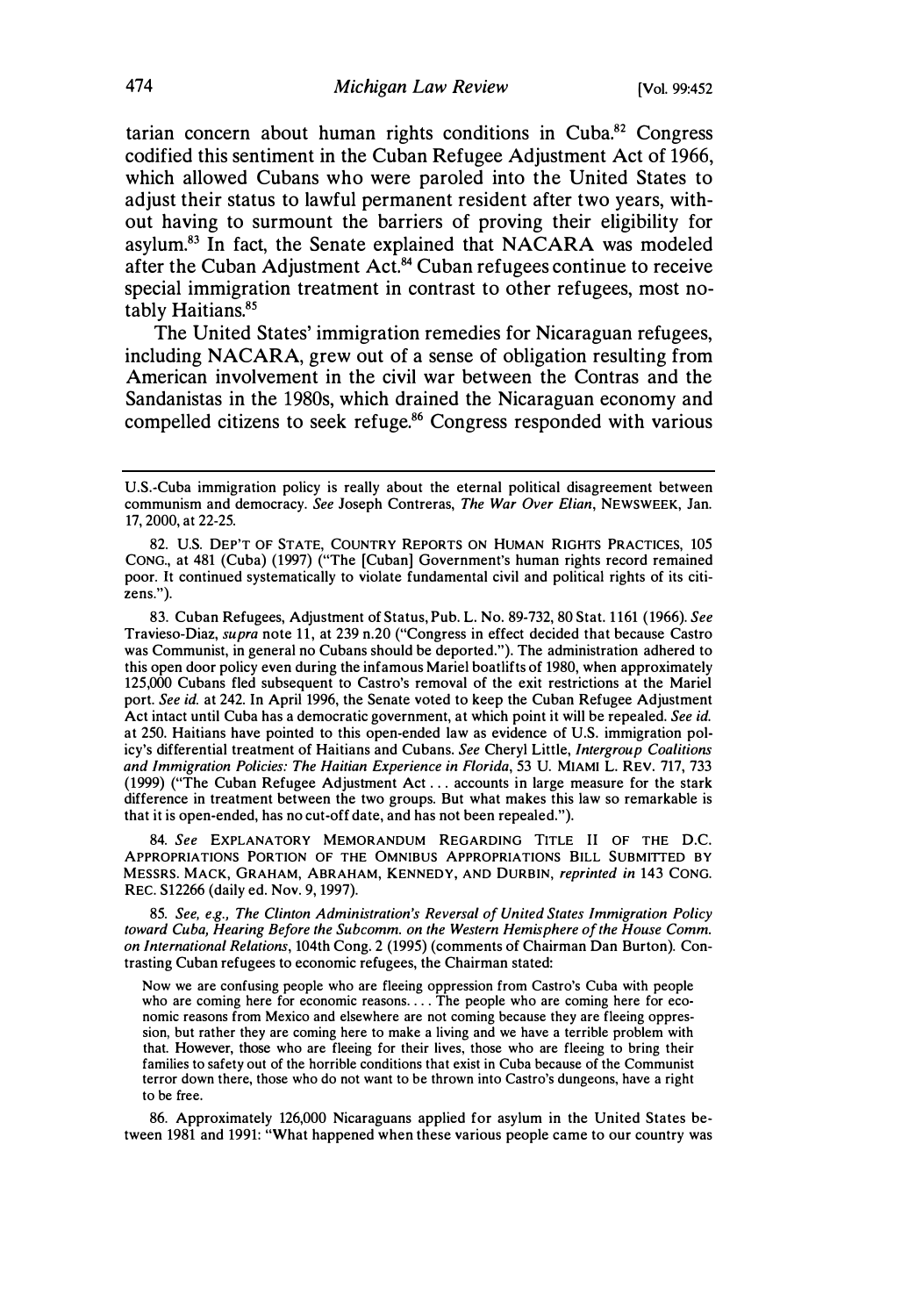tarian concern about human rights conditions in Cuba.[82] Congress codified this sentiment in the Cuban Refugee Adjustment Act of 1966, which allowed Cubans who were paroled into the United States to adjust their status to lawful permanent resident after two years, without having to surmount the barriers of proving their eligibility for asylum.[83] In fact, the Senate explained that NACARA was modeled after the Cuban Adjustment Act.[84] Cuban refugees continue to receive special immigration treatment in contrast to other refugees, most notably Haitians.[85]

The United States' immigration remedies for Nicaraguan refugees, including NACARA, grew out of a sense of obligation resulting from American involvement in the civil war between the Contras and the Sandanistas in the 1980s, which drained the Nicaraguan economy and compelled citizens to seek refuge.[86] Congress responded with various

---

U.S.-Cuba immigration policy is really about the eternal political disagreement between communism and democracy. *See* Joseph Contreras, *The War Over Elian*, NEWSWEEK, Jan. 17, 2000, at 22-25.

82. U.S. DEP'T OF STATE, COUNTRY REPORTS ON HUMAN RIGHTS PRACTICES, 105 CONG., at 481 (Cuba) (1997) ("The [Cuban] Government's human rights record remained poor. It continued systematically to violate fundamental civil and political rights of its citizens.").

83. Cuban Refugees, Adjustment of Status, Pub. L. No. 89-732, 80 Stat. 1161 (1966). *See* Travieso-Diaz, *supra* note 11, at 239 n.20 ("Congress in effect decided that because Castro was Communist, in general no Cubans should be deported."). The administration adhered to this open door policy even during the infamous Mariel boatlifts of 1980, when approximately 125,000 Cubans fled subsequent to Castro's removal of the exit restrictions at the Mariel port. *See id.* at 242. In April 1996, the Senate voted to keep the Cuban Refugee Adjustment Act intact until Cuba has a democratic government, at which point it will be repealed. *See id.* at 250. Haitians have pointed to this open-ended law as evidence of U.S. immigration policy's differential treatment of Haitians and Cubans. *See* Cheryl Little, *Intergroup Coalitions and Immigration Policies: The Haitian Experience in Florida*, 53 U. MIAMI L. REV. 717, 733 (1999) ("The Cuban Refugee Adjustment Act . . . accounts in large measure for the stark difference in treatment between the two groups. But what makes this law so remarkable is that it is open-ended, has no cut-off date, and has not been repealed.").

84. *See* EXPLANATORY MEMORANDUM REGARDING TITLE II OF THE D.C. APPROPRIATIONS PORTION OF THE OMNIBUS APPROPRIATIONS BILL SUBMITTED BY MESSRS. MACK, GRAHAM, ABRAHAM, KENNEDY, AND DURBIN, *reprinted in* 143 CONG. REC. S12266 (daily ed. Nov. 9, 1997).

85. *See, e.g., The Clinton Administration's Reversal of United States Immigration Policy toward Cuba, Hearing Before the Subcomm. on the Western Hemisphere of the House Comm. on International Relations*, 104th Cong. 2 (1995) (comments of Chairman Dan Burton). Contrasting Cuban refugees to economic refugees, the Chairman stated:

> Now we are confusing people who are fleeing oppression from Castro's Cuba with people who are coming here for economic reasons. . . . The people who are coming here for economic reasons from Mexico and elsewhere are not coming because they are fleeing oppression, but rather they are coming here to make a living and we have a terrible problem with that. However, those who are fleeing for their lives, those who are fleeing to bring their families to safety out of the horrible conditions that exist in Cuba because of the Communist terror down there, those who do not want to be thrown into Castro's dungeons, have a right to be free.

86. Approximately 126,000 Nicaraguans applied for asylum in the United States between 1981 and 1991: "What happened when these various people came to our country was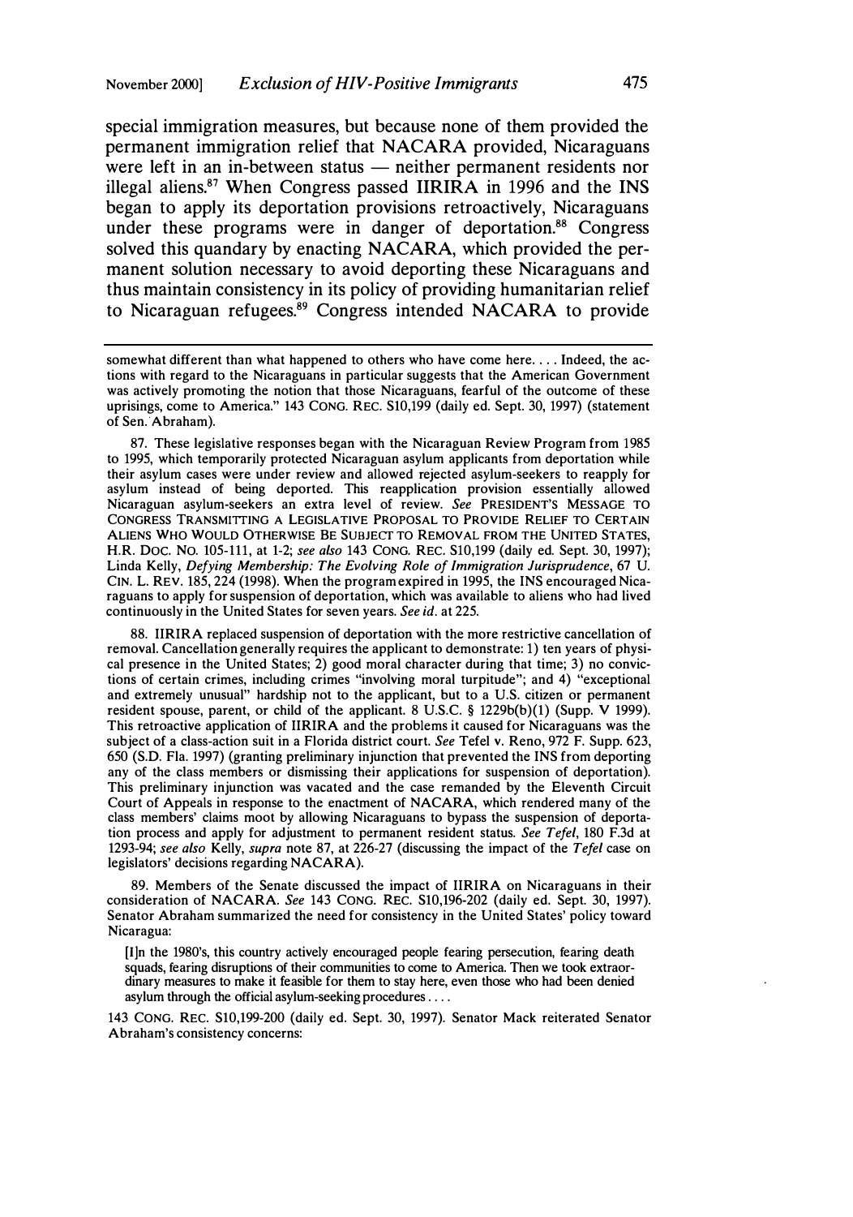special immigration measures, but because none of them provided the permanent immigration relief that NACARA provided, Nicaraguans were left in an in-between status — neither permanent residents nor illegal aliens.[87] When Congress passed IIRIRA in 1996 and the INS began to apply its deportation provisions retroactively, Nicaraguans under these programs were in danger of deportation.[88] Congress solved this quandary by enacting NACARA, which provided the permanent solution necessary to avoid deporting these Nicaraguans and thus maintain consistency in its policy of providing humanitarian relief to Nicaraguan refugees.[89] Congress intended NACARA to provide

---

somewhat different than what happened to others who have come here.... Indeed, the actions with regard to the Nicaraguans in particular suggests that the American Government was actively promoting the notion that those Nicaraguans, fearful of the outcome of these uprisings, come to America." 143 CONG. REC. S10,199 (daily ed. Sept. 30, 1997) (statement of Sen. Abraham).

87. These legislative responses began with the Nicaraguan Review Program from 1985 to 1995, which temporarily protected Nicaraguan asylum applicants from deportation while their asylum cases were under review and allowed rejected asylum-seekers to reapply for asylum instead of being deported. This reapplication provision essentially allowed Nicaraguan asylum-seekers an extra level of review. *See* PRESIDENT'S MESSAGE TO CONGRESS TRANSMITTING A LEGISLATIVE PROPOSAL TO PROVIDE RELIEF TO CERTAIN ALIENS WHO WOULD OTHERWISE BE SUBJECT TO REMOVAL FROM THE UNITED STATES, H.R. DOC. NO. 105-111, at 1-2; *see also* 143 CONG. REC. S10,199 (daily ed. Sept. 30, 1997); Linda Kelly, *Defying Membership: The Evolving Role of Immigration Jurisprudence*, 67 U. CIN. L. REV. 185, 224 (1998). When the program expired in 1995, the INS encouraged Nicaraguans to apply for suspension of deportation, which was available to aliens who had lived continuously in the United States for seven years. *See id.* at 225.

88. IIRIRA replaced suspension of deportation with the more restrictive cancellation of removal. Cancellation generally requires the applicant to demonstrate: 1) ten years of physical presence in the United States; 2) good moral character during that time; 3) no convictions of certain crimes, including crimes "involving moral turpitude"; and 4) "exceptional and extremely unusual" hardship not to the applicant, but to a U.S. citizen or permanent resident spouse, parent, or child of the applicant. 8 U.S.C. § 1229b(b)(1) (Supp. V 1999). This retroactive application of IIRIRA and the problems it caused for Nicaraguans was the subject of a class-action suit in a Florida district court. *See* Tefel v. Reno, 972 F. Supp. 623, 650 (S.D. Fla. 1997) (granting preliminary injunction that prevented the INS from deporting any of the class members or dismissing their applications for suspension of deportation). This preliminary injunction was vacated and the case remanded by the Eleventh Circuit Court of Appeals in response to the enactment of NACARA, which rendered many of the class members' claims moot by allowing Nicaraguans to bypass the suspension of deportation process and apply for adjustment to permanent resident status. *See Tefel*, 180 F.3d at 1293-94; *see also* Kelly, *supra* note 87, at 226-27 (discussing the impact of the *Tefel* case on legislators' decisions regarding NACARA).

89. Members of the Senate discussed the impact of IIRIRA on Nicaraguans in their consideration of NACARA. *See* 143 CONG. REC. S10,196-202 (daily ed. Sept. 30, 1997). Senator Abraham summarized the need for consistency in the United States' policy toward Nicaragua:

> [I]n the 1980's, this country actively encouraged people fearing persecution, fearing death squads, fearing disruptions of their communities to come to America. Then we took extraordinary measures to make it feasible for them to stay here, even those who had been denied asylum through the official asylum-seeking procedures....

143 CONG. REC. S10,199-200 (daily ed. Sept. 30, 1997). Senator Mack reiterated Senator Abraham's consistency concerns: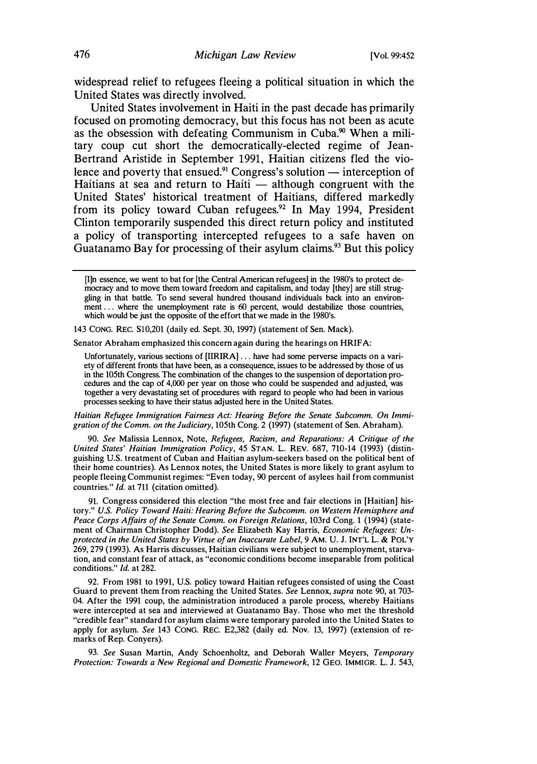widespread relief to refugees fleeing a political situation in which the United States was directly involved.

United States involvement in Haiti in the past decade has primarily focused on promoting democracy, but this focus has not been as acute as the obsession with defeating Communism in Cuba.[90] When a military coup cut short the democratically-elected regime of Jean-Bertrand Aristide in September 1991, Haitian citizens fled the violence and poverty that ensued.[91] Congress's solution — interception of Haitians at sea and return to Haiti — although congruent with the United States' historical treatment of Haitians, differed markedly from its policy toward Cuban refugees.[92] In May 1994, President Clinton temporarily suspended this direct return policy and instituted a policy of transporting intercepted refugees to a safe haven on Guatanamo Bay for processing of their asylum claims.[93] But this policy

---

> [I]n essence, we went to bat for [the Central American refugees] in the 1980's to protect democracy and to move them toward freedom and capitalism, and today [they] are still struggling in that battle. To send several hundred thousand individuals back into an environment . . . where the unemployment rate is 60 percent, would destabilize those countries, which would be just the opposite of the effort that we made in the 1980's.

143 CONG. REC. S10,201 (daily ed. Sept. 30, 1997) (statement of Sen. Mack).

Senator Abraham emphasized this concern again during the hearings on HRIFA:

> Unfortunately, various sections of [IIRIRA] . . . have had some perverse impacts on a variety of different fronts that have been, as a consequence, issues to be addressed by those of us in the 105th Congress. The combination of the changes to the suspension of deportation procedures and the cap of 4,000 per year on those who could be suspended and adjusted, was together a very devastating set of procedures with regard to people who had been in various processes seeking to have their status adjusted here in the United States.

*Haitian Refugee Immigration Fairness Act: Hearing Before the Senate Subcomm. On Immigration of the Comm. on the Judiciary*, 105th Cong. 2 (1997) (statement of Sen. Abraham).

90. *See* Malissia Lennox, Note, *Refugees, Racism, and Reparations: A Critique of the United States' Haitian Immigration Policy*, 45 STAN. L. REV. 687, 710-14 (1993) (distinguishing U.S. treatment of Cuban and Haitian asylum-seekers based on the political bent of their home countries). As Lennox notes, the United States is more likely to grant asylum to people fleeing Communist regimes: "Even today, 90 percent of asylees hail from communist countries." *Id.* at 711 (citation omitted).

91. Congress considered this election "the most free and fair elections in [Haitian] history." *U.S. Policy Toward Haiti: Hearing Before the Subcomm. on Western Hemisphere and Peace Corps Affairs of the Senate Comm. on Foreign Relations*, 103rd Cong. 1 (1994) (statement of Chairman Christopher Dodd). *See* Elizabeth Kay Harris, *Economic Refugees: Unprotected in the United States by Virtue of an Inaccurate Label*, 9 AM. U. J. INT'L L. & POL'Y 269, 279 (1993). As Harris discusses, Haitian civilians were subject to unemployment, starvation, and constant fear of attack, as "economic conditions become inseparable from political conditions." *Id.* at 282.

92. From 1981 to 1991, U.S. policy toward Haitian refugees consisted of using the Coast Guard to prevent them from reaching the United States. *See* Lennox, *supra* note 90, at 703-04. After the 1991 coup, the administration introduced a parole process, whereby Haitians were intercepted at sea and interviewed at Guatanamo Bay. Those who met the threshold "credible fear" standard for asylum claims were temporary paroled into the United States to apply for asylum. *See* 143 CONG. REC. E2,382 (daily ed. Nov. 13, 1997) (extension of remarks of Rep. Conyers).

93. *See* Susan Martin, Andy Schoenholtz, and Deborah Waller Meyers, *Temporary Protection: Towards a New Regional and Domestic Framework*, 12 GEO. IMMIGR. L. J. 543,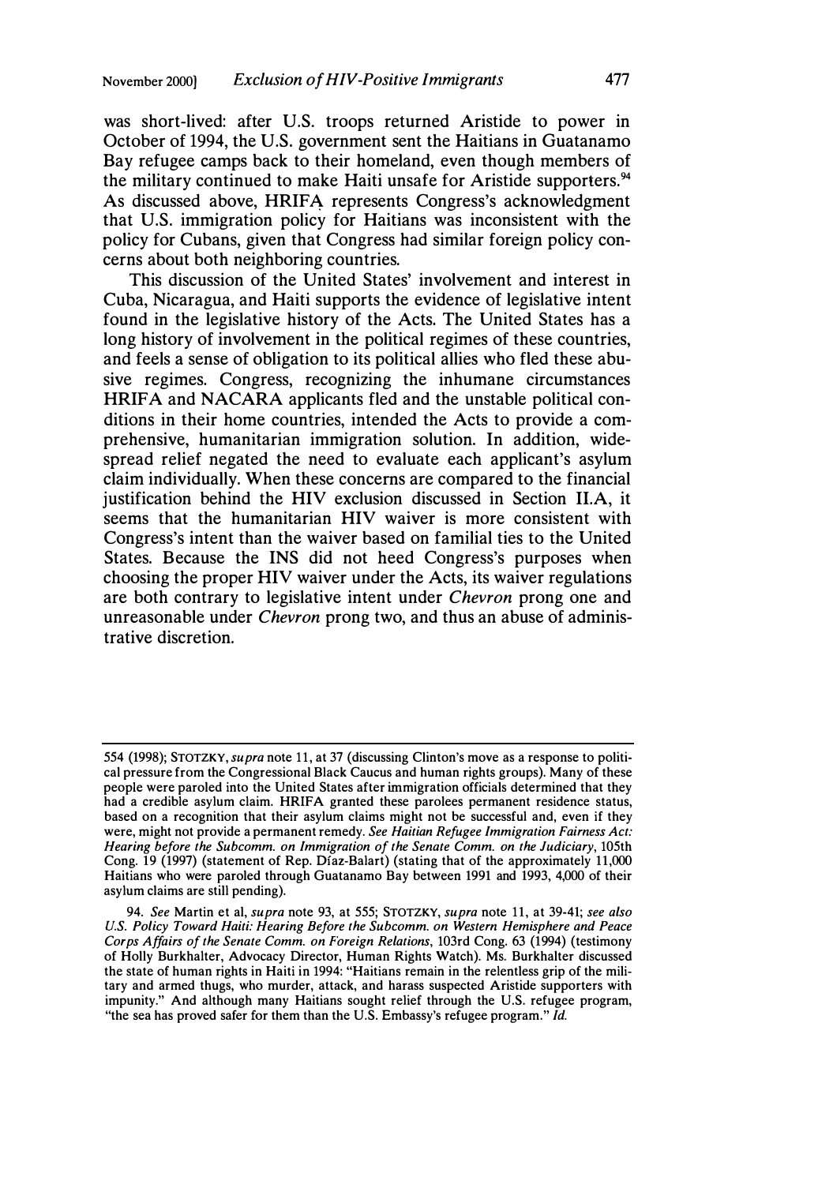was short-lived: after U.S. troops returned Aristide to power in October of 1994, the U.S. government sent the Haitians in Guatanamo Bay refugee camps back to their homeland, even though members of the military continued to make Haiti unsafe for Aristide supporters.[94] As discussed above, HRIFA represents Congress's acknowledgment that U.S. immigration policy for Haitians was inconsistent with the policy for Cubans, given that Congress had similar foreign policy concerns about both neighboring countries.

This discussion of the United States' involvement and interest in Cuba, Nicaragua, and Haiti supports the evidence of legislative intent found in the legislative history of the Acts. The United States has a long history of involvement in the political regimes of these countries, and feels a sense of obligation to its political allies who fled these abusive regimes. Congress, recognizing the inhumane circumstances HRIFA and NACARA applicants fled and the unstable political conditions in their home countries, intended the Acts to provide a comprehensive, humanitarian immigration solution. In addition, widespread relief negated the need to evaluate each applicant's asylum claim individually. When these concerns are compared to the financial justification behind the HIV exclusion discussed in Section II.A, it seems that the humanitarian HIV waiver is more consistent with Congress's intent than the waiver based on familial ties to the United States. Because the INS did not heed Congress's purposes when choosing the proper HIV waiver under the Acts, its waiver regulations are both contrary to legislative intent under *Chevron* prong one and unreasonable under *Chevron* prong two, and thus an abuse of administrative discretion.

---

554 (1998); STOTZKY, *supra* note 11, at 37 (discussing Clinton's move as a response to political pressure from the Congressional Black Caucus and human rights groups). Many of these people were paroled into the United States after immigration officials determined that they had a credible asylum claim. HRIFA granted these parolees permanent residence status, based on a recognition that their asylum claims might not be successful and, even if they were, might not provide a permanent remedy. *See Haitian Refugee Immigration Fairness Act: Hearing before the Subcomm. on Immigration of the Senate Comm. on the Judiciary*, 105th Cong. 19 (1997) (statement of Rep. Díaz-Balart) (stating that of the approximately 11,000 Haitians who were paroled through Guatanamo Bay between 1991 and 1993, 4,000 of their asylum claims are still pending).

94. *See* Martin et al, *supra* note 93, at 555; STOTZKY, *supra* note 11, at 39-41; *see also U.S. Policy Toward Haiti: Hearing Before the Subcomm. on Western Hemisphere and Peace Corps Affairs of the Senate Comm. on Foreign Relations*, 103rd Cong. 63 (1994) (testimony of Holly Burkhalter, Advocacy Director, Human Rights Watch). Ms. Burkhalter discussed the state of human rights in Haiti in 1994: "Haitians remain in the relentless grip of the military and armed thugs, who murder, attack, and harass suspected Aristide supporters with impunity." And although many Haitians sought relief through the U.S. refugee program, "the sea has proved safer for them than the U.S. Embassy's refugee program." *Id.*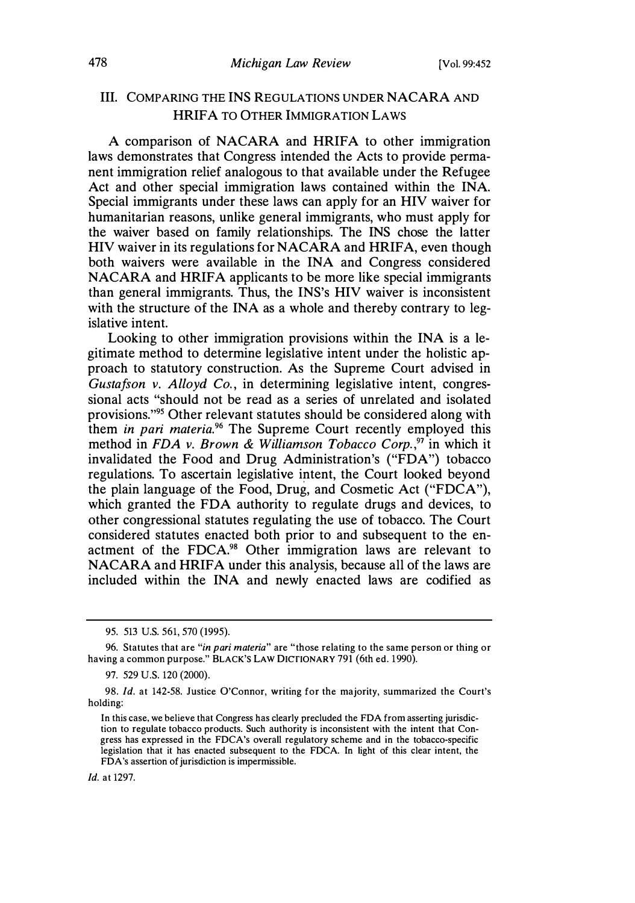## III. COMPARING THE INS REGULATIONS UNDER NACARA AND HRIFA TO OTHER IMMIGRATION LAWS

A comparison of NACARA and HRIFA to other immigration laws demonstrates that Congress intended the Acts to provide permanent immigration relief analogous to that available under the Refugee Act and other special immigration laws contained within the INA. Special immigrants under these laws can apply for an HIV waiver for humanitarian reasons, unlike general immigrants, who must apply for the waiver based on family relationships. The INS chose the latter HIV waiver in its regulations for NACARA and HRIFA, even though both waivers were available in the INA and Congress considered NACARA and HRIFA applicants to be more like special immigrants than general immigrants. Thus, the INS's HIV waiver is inconsistent with the structure of the INA as a whole and thereby contrary to legislative intent.

Looking to other immigration provisions within the INA is a legitimate method to determine legislative intent under the holistic approach to statutory construction. As the Supreme Court advised in *Gustafson v. Alloyd Co.*, in determining legislative intent, congressional acts "should not be read as a series of unrelated and isolated provisions."[95] Other relevant statutes should be considered along with them *in pari materia*.[96] The Supreme Court recently employed this method in *FDA v. Brown & Williamson Tobacco Corp.*,[97] in which it invalidated the Food and Drug Administration's ("FDA") tobacco regulations. To ascertain legislative intent, the Court looked beyond the plain language of the Food, Drug, and Cosmetic Act ("FDCA"), which granted the FDA authority to regulate drugs and devices, to other congressional statutes regulating the use of tobacco. The Court considered statutes enacted both prior to and subsequent to the enactment of the FDCA.[98] Other immigration laws are relevant to NACARA and HRIFA under this analysis, because all of the laws are included within the INA and newly enacted laws are codified as

---

95. 513 U.S. 561, 570 (1995).

96. Statutes that are "*in pari materia*" are "those relating to the same person or thing or having a common purpose." BLACK'S LAW DICTIONARY 791 (6th ed. 1990).

97. 529 U.S. 120 (2000).

98. *Id.* at 142-58. Justice O'Connor, writing for the majority, summarized the Court's holding:

> In this case, we believe that Congress has clearly precluded the FDA from asserting jurisdiction to regulate tobacco products. Such authority is inconsistent with the intent that Congress has expressed in the FDCA's overall regulatory scheme and in the tobacco-specific legislation that it has enacted subsequent to the FDCA. In light of this clear intent, the FDA's assertion of jurisdiction is impermissible.

*Id.* at 1297.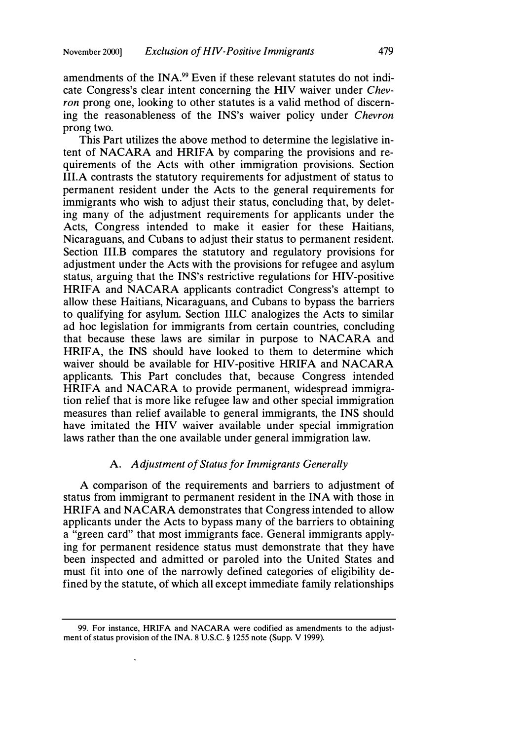amendments of the INA.[99] Even if these relevant statutes do not indicate Congress's clear intent concerning the HIV waiver under *Chevron* prong one, looking to other statutes is a valid method of discerning the reasonableness of the INS's waiver policy under *Chevron* prong two.

This Part utilizes the above method to determine the legislative intent of NACARA and HRIFA by comparing the provisions and requirements of the Acts with other immigration provisions. Section III.A contrasts the statutory requirements for adjustment of status to permanent resident under the Acts to the general requirements for immigrants who wish to adjust their status, concluding that, by deleting many of the adjustment requirements for applicants under the Acts, Congress intended to make it easier for these Haitians, Nicaraguans, and Cubans to adjust their status to permanent resident. Section III.B compares the statutory and regulatory provisions for adjustment under the Acts with the provisions for refugee and asylum status, arguing that the INS's restrictive regulations for HIV-positive HRIFA and NACARA applicants contradict Congress's attempt to allow these Haitians, Nicaraguans, and Cubans to bypass the barriers to qualifying for asylum. Section III.C analogizes the Acts to similar ad hoc legislation for immigrants from certain countries, concluding that because these laws are similar in purpose to NACARA and HRIFA, the INS should have looked to them to determine which waiver should be available for HIV-positive HRIFA and NACARA applicants. This Part concludes that, because Congress intended HRIFA and NACARA to provide permanent, widespread immigration relief that is more like refugee law and other special immigration measures than relief available to general immigrants, the INS should have imitated the HIV waiver available under special immigration laws rather than the one available under general immigration law.

### A. *Adjustment of Status for Immigrants Generally*

A comparison of the requirements and barriers to adjustment of status from immigrant to permanent resident in the INA with those in HRIFA and NACARA demonstrates that Congress intended to allow applicants under the Acts to bypass many of the barriers to obtaining a "green card" that most immigrants face. General immigrants applying for permanent residence status must demonstrate that they have been inspected and admitted or paroled into the United States and must fit into one of the narrowly defined categories of eligibility defined by the statute, of which all except immediate family relationships

---

99. For instance, HRIFA and NACARA were codified as amendments to the adjustment of status provision of the INA. 8 U.S.C. § 1255 note (Supp. V 1999).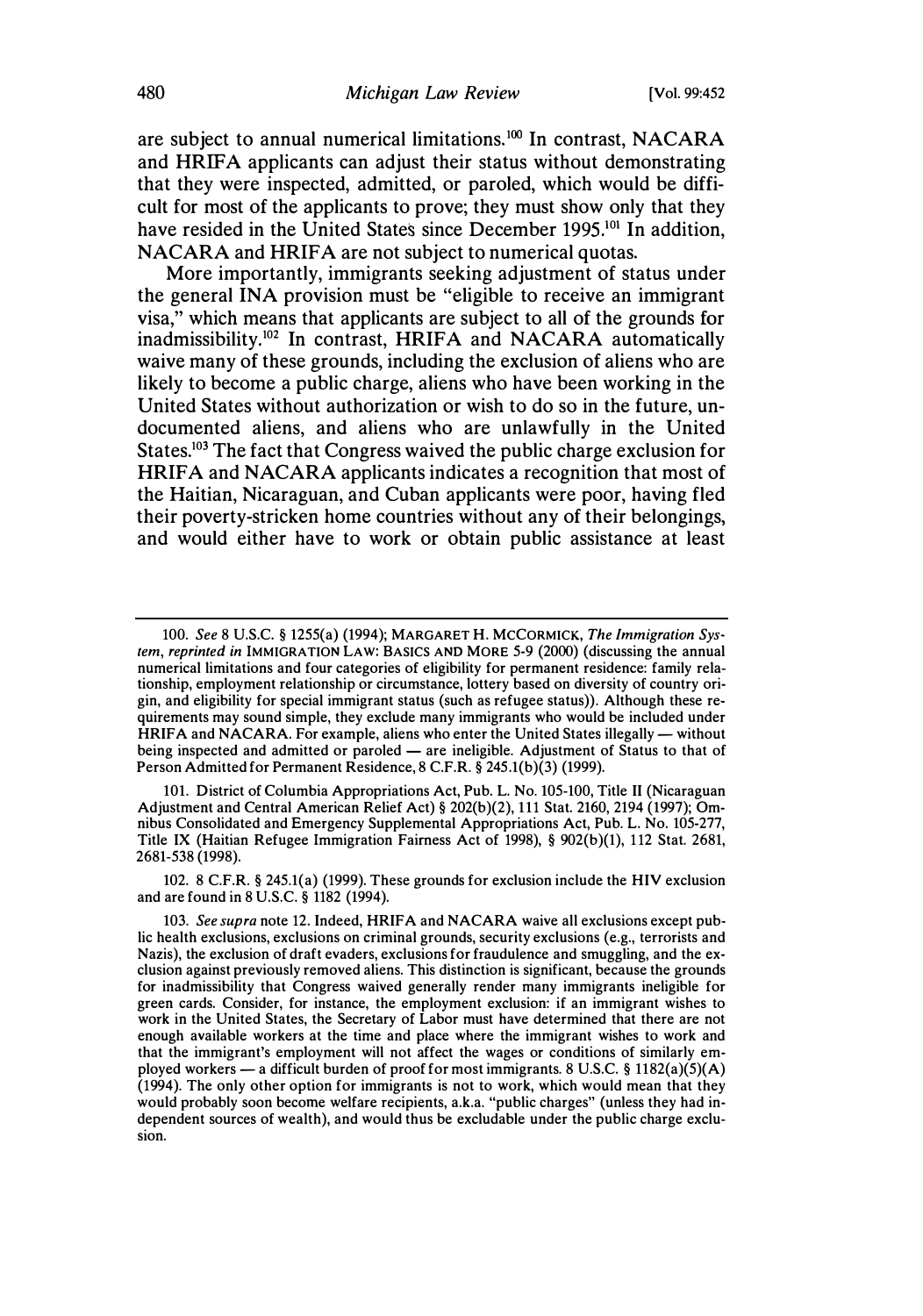are subject to annual numerical limitations.[100] In contrast, NACARA and HRIFA applicants can adjust their status without demonstrating that they were inspected, admitted, or paroled, which would be difficult for most of the applicants to prove; they must show only that they have resided in the United States since December 1995.[101] In addition, NACARA and HRIFA are not subject to numerical quotas.

More importantly, immigrants seeking adjustment of status under the general INA provision must be "eligible to receive an immigrant visa," which means that applicants are subject to all of the grounds for inadmissibility.[102] In contrast, HRIFA and NACARA automatically waive many of these grounds, including the exclusion of aliens who are likely to become a public charge, aliens who have been working in the United States without authorization or wish to do so in the future, undocumented aliens, and aliens who are unlawfully in the United States.[103] The fact that Congress waived the public charge exclusion for HRIFA and NACARA applicants indicates a recognition that most of the Haitian, Nicaraguan, and Cuban applicants were poor, having fled their poverty-stricken home countries without any of their belongings, and would either have to work or obtain public assistance at least

---

100. *See* 8 U.S.C. § 1255(a) (1994); MARGARET H. MCCORMICK, *The Immigration System*, *reprinted in* IMMIGRATION LAW: BASICS AND MORE 5-9 (2000) (discussing the annual numerical limitations and four categories of eligibility for permanent residence: family relationship, employment relationship or circumstance, lottery based on diversity of country origin, and eligibility for special immigrant status (such as refugee status)). Although these requirements may sound simple, they exclude many immigrants who would be included under HRIFA and NACARA. For example, aliens who enter the United States illegally — without being inspected and admitted or paroled — are ineligible. Adjustment of Status to that of Person Admitted for Permanent Residence, 8 C.F.R. § 245.1(b)(3) (1999).

101. District of Columbia Appropriations Act, Pub. L. No. 105-100, Title II (Nicaraguan Adjustment and Central American Relief Act) § 202(b)(2), 111 Stat. 2160, 2194 (1997); Omnibus Consolidated and Emergency Supplemental Appropriations Act, Pub. L. No. 105-277, Title IX (Haitian Refugee Immigration Fairness Act of 1998), § 902(b)(1), 112 Stat. 2681, 2681-538 (1998).

102. 8 C.F.R. § 245.1(a) (1999). These grounds for exclusion include the HIV exclusion and are found in 8 U.S.C. § 1182 (1994).

103. *See supra* note 12. Indeed, HRIFA and NACARA waive all exclusions except public health exclusions, exclusions on criminal grounds, security exclusions (e.g., terrorists and Nazis), the exclusion of draft evaders, exclusions for fraudulence and smuggling, and the exclusion against previously removed aliens. This distinction is significant, because the grounds for inadmissibility that Congress waived generally render many immigrants ineligible for green cards. Consider, for instance, the employment exclusion: if an immigrant wishes to work in the United States, the Secretary of Labor must have determined that there are not enough available workers at the time and place where the immigrant wishes to work and that the immigrant's employment will not affect the wages or conditions of similarly employed workers — a difficult burden of proof for most immigrants. 8 U.S.C. § 1182(a)(5)(A) (1994). The only other option for immigrants is not to work, which would mean that they would probably soon become welfare recipients, a.k.a. "public charges" (unless they had independent sources of wealth), and would thus be excludable under the public charge exclusion.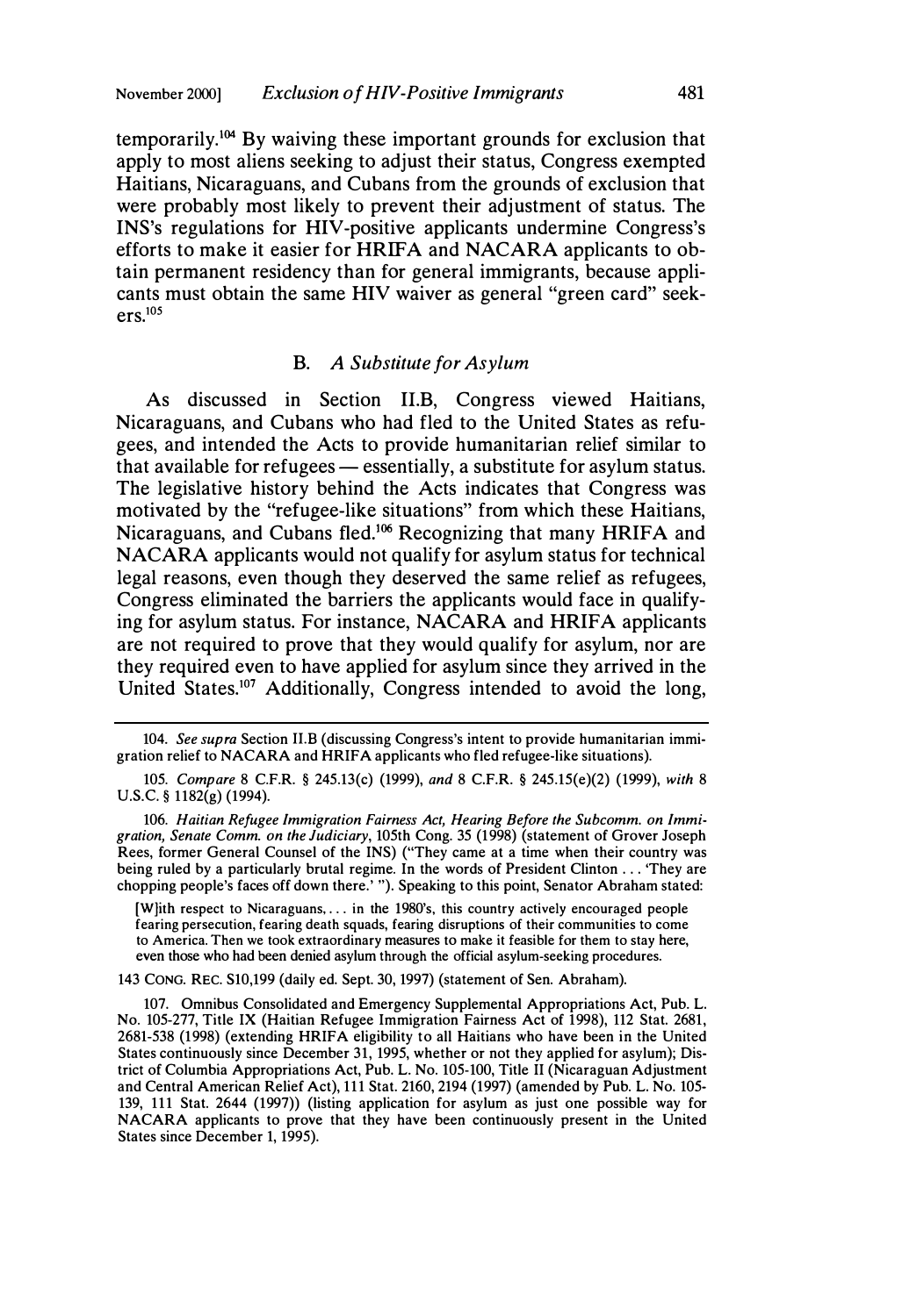temporarily.[104] By waiving these important grounds for exclusion that apply to most aliens seeking to adjust their status, Congress exempted Haitians, Nicaraguans, and Cubans from the grounds of exclusion that were probably most likely to prevent their adjustment of status. The INS's regulations for HIV-positive applicants undermine Congress's efforts to make it easier for HRIFA and NACARA applicants to obtain permanent residency than for general immigrants, because applicants must obtain the same HIV waiver as general "green card" seekers.[105]

### B. *A Substitute for Asylum*

As discussed in Section II.B, Congress viewed Haitians, Nicaraguans, and Cubans who had fled to the United States as refugees, and intended the Acts to provide humanitarian relief similar to that available for refugees — essentially, a substitute for asylum status. The legislative history behind the Acts indicates that Congress was motivated by the "refugee-like situations" from which these Haitians, Nicaraguans, and Cubans fled.[106] Recognizing that many HRIFA and NACARA applicants would not qualify for asylum status for technical legal reasons, even though they deserved the same relief as refugees, Congress eliminated the barriers the applicants would face in qualifying for asylum status. For instance, NACARA and HRIFA applicants are not required to prove that they would qualify for asylum, nor are they required even to have applied for asylum since they arrived in the United States.[107] Additionally, Congress intended to avoid the long,

---

104. *See supra* Section II.B (discussing Congress's intent to provide humanitarian immigration relief to NACARA and HRIFA applicants who fled refugee-like situations).

105. *Compare* 8 C.F.R. § 245.13(c) (1999), *and* 8 C.F.R. § 245.15(e)(2) (1999), *with* 8 U.S.C. § 1182(g) (1994).

106. *Haitian Refugee Immigration Fairness Act, Hearing Before the Subcomm. on Immigration, Senate Comm. on the Judiciary*, 105th Cong. 35 (1998) (statement of Grover Joseph Rees, former General Counsel of the INS) ("They came at a time when their country was being ruled by a particularly brutal regime. In the words of President Clinton . . . 'They are chopping people's faces off down there.' "). Speaking to this point, Senator Abraham stated:

> [W]ith respect to Nicaraguans, . . . in the 1980's, this country actively encouraged people fearing persecution, fearing death squads, fearing disruptions of their communities to come to America. Then we took extraordinary measures to make it feasible for them to stay here, even those who had been denied asylum through the official asylum-seeking procedures.

143 CONG. REC. S10,199 (daily ed. Sept. 30, 1997) (statement of Sen. Abraham).

107. Omnibus Consolidated and Emergency Supplemental Appropriations Act, Pub. L. No. 105-277, Title IX (Haitian Refugee Immigration Fairness Act of 1998), 112 Stat. 2681, 2681-538 (1998) (extending HRIFA eligibility to all Haitians who have been in the United States continuously since December 31, 1995, whether or not they applied for asylum); District of Columbia Appropriations Act, Pub. L. No. 105-100, Title II (Nicaraguan Adjustment and Central American Relief Act), 111 Stat. 2160, 2194 (1997) (amended by Pub. L. No. 105-139, 111 Stat. 2644 (1997)) (listing application for asylum as just one possible way for NACARA applicants to prove that they have been continuously present in the United States since December 1, 1995).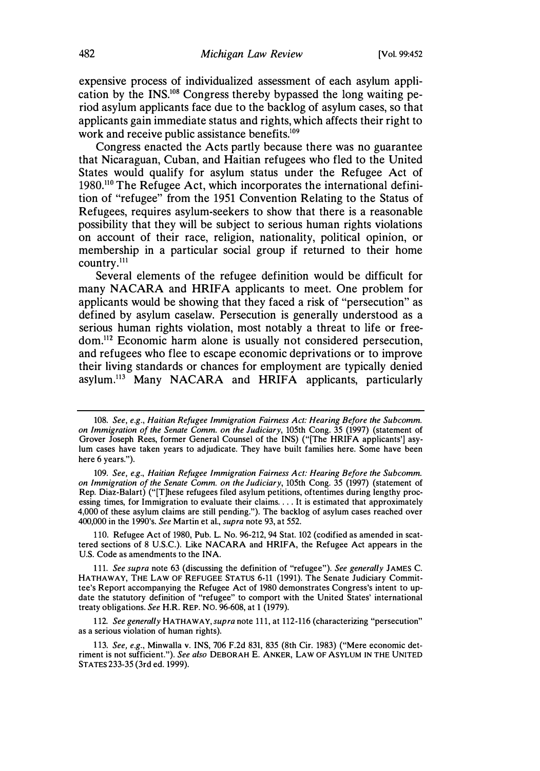expensive process of individualized assessment of each asylum application by the INS.[108] Congress thereby bypassed the long waiting period asylum applicants face due to the backlog of asylum cases, so that applicants gain immediate status and rights, which affects their right to work and receive public assistance benefits.[109]

Congress enacted the Acts partly because there was no guarantee that Nicaraguan, Cuban, and Haitian refugees who fled to the United States would qualify for asylum status under the Refugee Act of 1980.[110] The Refugee Act, which incorporates the international definition of "refugee" from the 1951 Convention Relating to the Status of Refugees, requires asylum-seekers to show that there is a reasonable possibility that they will be subject to serious human rights violations on account of their race, religion, nationality, political opinion, or membership in a particular social group if returned to their home country.[111]

Several elements of the refugee definition would be difficult for many NACARA and HRIFA applicants to meet. One problem for applicants would be showing that they faced a risk of "persecution" as defined by asylum caselaw. Persecution is generally understood as a serious human rights violation, most notably a threat to life or freedom.[112] Economic harm alone is usually not considered persecution, and refugees who flee to escape economic deprivations or to improve their living standards or chances for employment are typically denied asylum.[113] Many NACARA and HRIFA applicants, particularly

---

108. *See, e.g., Haitian Refugee Immigration Fairness Act: Hearing Before the Subcomm. on Immigration of the Senate Comm. on the Judiciary*, 105th Cong. 35 (1997) (statement of Grover Joseph Rees, former General Counsel of the INS) ("[The HRIFA applicants'] asylum cases have taken years to adjudicate. They have built families here. Some have been here 6 years.").

109. *See, e.g., Haitian Refugee Immigration Fairness Act: Hearing Before the Subcomm. on Immigration of the Senate Comm. on the Judiciary*, 105th Cong. 35 (1997) (statement of Rep. Diaz-Balart) ("[T]hese refugees filed asylum petitions, oftentimes during lengthy processing times, for Immigration to evaluate their claims. . . . It is estimated that approximately 4,000 of these asylum claims are still pending."). The backlog of asylum cases reached over 400,000 in the 1990's. *See* Martin et al., *supra* note 93, at 552.

110. Refugee Act of 1980, Pub. L. No. 96-212, 94 Stat. 102 (codified as amended in scattered sections of 8 U.S.C.). Like NACARA and HRIFA, the Refugee Act appears in the U.S. Code as amendments to the INA.

111. *See supra* note 63 (discussing the definition of "refugee"). *See generally* JAMES C. HATHAWAY, THE LAW OF REFUGEE STATUS 6-11 (1991). The Senate Judiciary Committee's Report accompanying the Refugee Act of 1980 demonstrates Congress's intent to update the statutory definition of "refugee" to comport with the United States' international treaty obligations. *See* H.R. REP. NO. 96-608, at 1 (1979).

112. *See generally* HATHAWAY, *supra* note 111, at 112-116 (characterizing "persecution" as a serious violation of human rights).

113. *See, e.g.*, Minwalla v. INS, 706 F.2d 831, 835 (8th Cir. 1983) ("Mere economic detriment is not sufficient."). *See also* DEBORAH E. ANKER, LAW OF ASYLUM IN THE UNITED STATES 233-35 (3rd ed. 1999).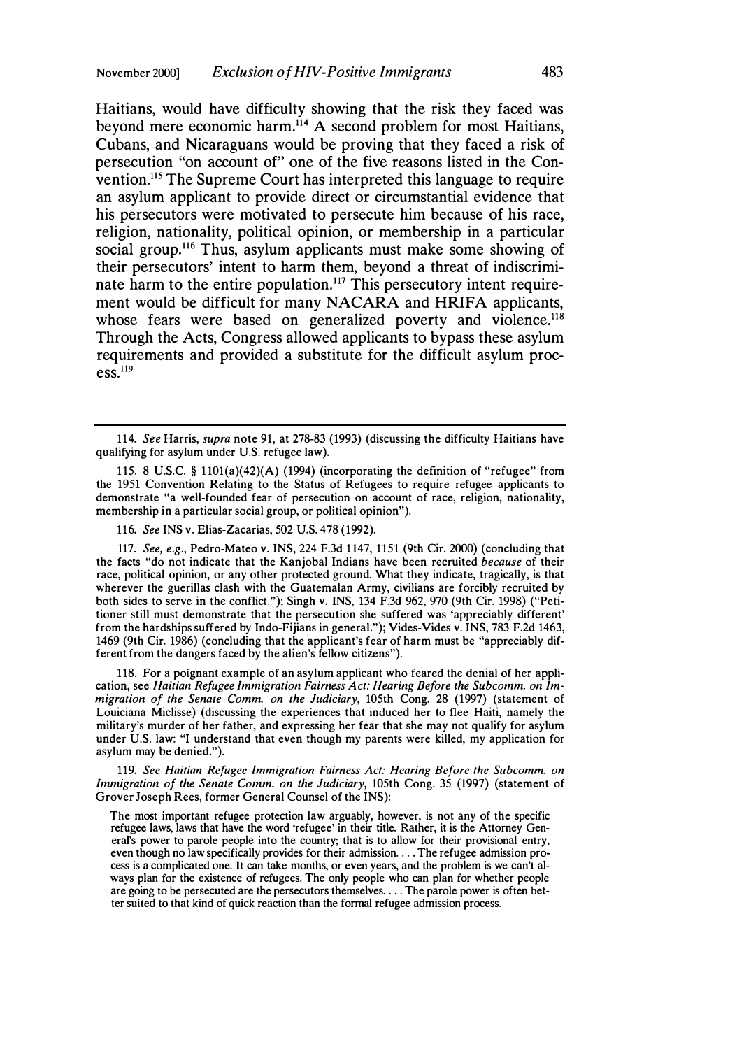Haitians, would have difficulty showing that the risk they faced was beyond mere economic harm.[114] A second problem for most Haitians, Cubans, and Nicaraguans would be proving that they faced a risk of persecution "on account of" one of the five reasons listed in the Convention.[115] The Supreme Court has interpreted this language to require an asylum applicant to provide direct or circumstantial evidence that his persecutors were motivated to persecute him because of his race, religion, nationality, political opinion, or membership in a particular social group.[116] Thus, asylum applicants must make some showing of their persecutors' intent to harm them, beyond a threat of indiscriminate harm to the entire population.[117] This persecutory intent requirement would be difficult for many NACARA and HRIFA applicants, whose fears were based on generalized poverty and violence.[118] Through the Acts, Congress allowed applicants to bypass these asylum requirements and provided a substitute for the difficult asylum process.[119]

---

114. *See* Harris, *supra* note 91, at 278-83 (1993) (discussing the difficulty Haitians have qualifying for asylum under U.S. refugee law).

115. 8 U.S.C. § 1101(a)(42)(A) (1994) (incorporating the definition of "refugee" from the 1951 Convention Relating to the Status of Refugees to require refugee applicants to demonstrate "a well-founded fear of persecution on account of race, religion, nationality, membership in a particular social group, or political opinion").

116. *See* INS v. Elias-Zacarias, 502 U.S. 478 (1992).

117. *See, e.g.*, Pedro-Mateo v. INS, 224 F.3d 1147, 1151 (9th Cir. 2000) (concluding that the facts "do not indicate that the Kanjobal Indians have been recruited *because* of their race, political opinion, or any other protected ground. What they indicate, tragically, is that wherever the guerillas clash with the Guatemalan Army, civilians are forcibly recruited by both sides to serve in the conflict."); Singh v. INS, 134 F.3d 962, 970 (9th Cir. 1998) ("Petitioner still must demonstrate that the persecution she suffered was 'appreciably different' from the hardships suffered by Indo-Fijians in general."); Vides-Vides v. INS, 783 F.2d 1463, 1469 (9th Cir. 1986) (concluding that the applicant's fear of harm must be "appreciably different from the dangers faced by the alien's fellow citizens").

118. For a poignant example of an asylum applicant who feared the denial of her application, see *Haitian Refugee Immigration Fairness Act: Hearing Before the Subcomm. on Immigration of the Senate Comm. on the Judiciary*, 105th Cong. 28 (1997) (statement of Louiciana Miclisse) (discussing the experiences that induced her to flee Haiti, namely the military's murder of her father, and expressing her fear that she may not qualify for asylum under U.S. law: "I understand that even though my parents were killed, my application for asylum may be denied.").

119. *See Haitian Refugee Immigration Fairness Act: Hearing Before the Subcomm. on Immigration of the Senate Comm. on the Judiciary*, 105th Cong. 35 (1997) (statement of Grover Joseph Rees, former General Counsel of the INS):

> The most important refugee protection law arguably, however, is not any of the specific refugee laws, laws that have the word 'refugee' in their title. Rather, it is the Attorney General's power to parole people into the country; that is to allow for their provisional entry, even though no law specifically provides for their admission. . . . The refugee admission process is a complicated one. It can take months, or even years, and the problem is we can't always plan for the existence of refugees. The only people who can plan for whether people are going to be persecuted are the persecutors themselves. . . . The parole power is often better suited to that kind of quick reaction than the formal refugee admission process.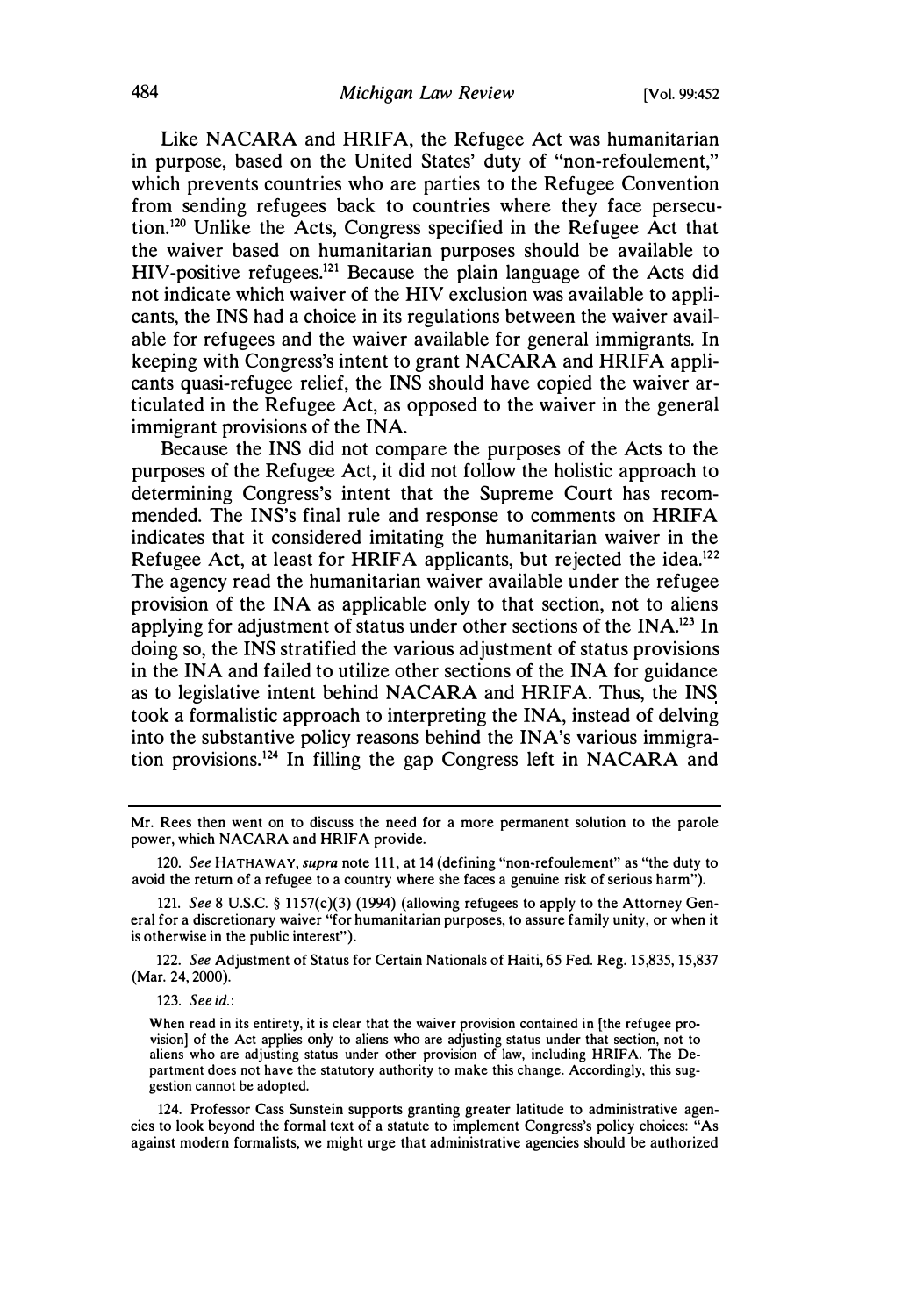Like NACARA and HRIFA, the Refugee Act was humanitarian in purpose, based on the United States' duty of "non-refoulement," which prevents countries who are parties to the Refugee Convention from sending refugees back to countries where they face persecution.[120] Unlike the Acts, Congress specified in the Refugee Act that the waiver based on humanitarian purposes should be available to HIV-positive refugees.[121] Because the plain language of the Acts did not indicate which waiver of the HIV exclusion was available to applicants, the INS had a choice in its regulations between the waiver available for refugees and the waiver available for general immigrants. In keeping with Congress's intent to grant NACARA and HRIFA applicants quasi-refugee relief, the INS should have copied the waiver articulated in the Refugee Act, as opposed to the waiver in the general immigrant provisions of the INA.

Because the INS did not compare the purposes of the Acts to the purposes of the Refugee Act, it did not follow the holistic approach to determining Congress's intent that the Supreme Court has recommended. The INS's final rule and response to comments on HRIFA indicates that it considered imitating the humanitarian waiver in the Refugee Act, at least for HRIFA applicants, but rejected the idea.[122] The agency read the humanitarian waiver available under the refugee provision of the INA as applicable only to that section, not to aliens applying for adjustment of status under other sections of the INA.[123] In doing so, the INS stratified the various adjustment of status provisions in the INA and failed to utilize other sections of the INA for guidance as to legislative intent behind NACARA and HRIFA. Thus, the INS took a formalistic approach to interpreting the INA, instead of delving into the substantive policy reasons behind the INA's various immigration provisions.[124] In filling the gap Congress left in NACARA and

---

Mr. Rees then went on to discuss the need for a more permanent solution to the parole power, which NACARA and HRIFA provide.

120. *See* HATHAWAY, *supra* note 111, at 14 (defining "non-refoulement" as "the duty to avoid the return of a refugee to a country where she faces a genuine risk of serious harm").

121. *See* 8 U.S.C. § 1157(c)(3) (1994) (allowing refugees to apply to the Attorney General for a discretionary waiver "for humanitarian purposes, to assure family unity, or when it is otherwise in the public interest").

122. *See* Adjustment of Status for Certain Nationals of Haiti, 65 Fed. Reg. 15,835, 15,837 (Mar. 24, 2000).

123. *See id.*:

> When read in its entirety, it is clear that the waiver provision contained in [the refugee provision] of the Act applies only to aliens who are adjusting status under that section, not to aliens who are adjusting status under other provision of law, including HRIFA. The Department does not have the statutory authority to make this change. Accordingly, this suggestion cannot be adopted.

124. Professor Cass Sunstein supports granting greater latitude to administrative agencies to look beyond the formal text of a statute to implement Congress's policy choices: "As against modern formalists, we might urge that administrative agencies should be authorized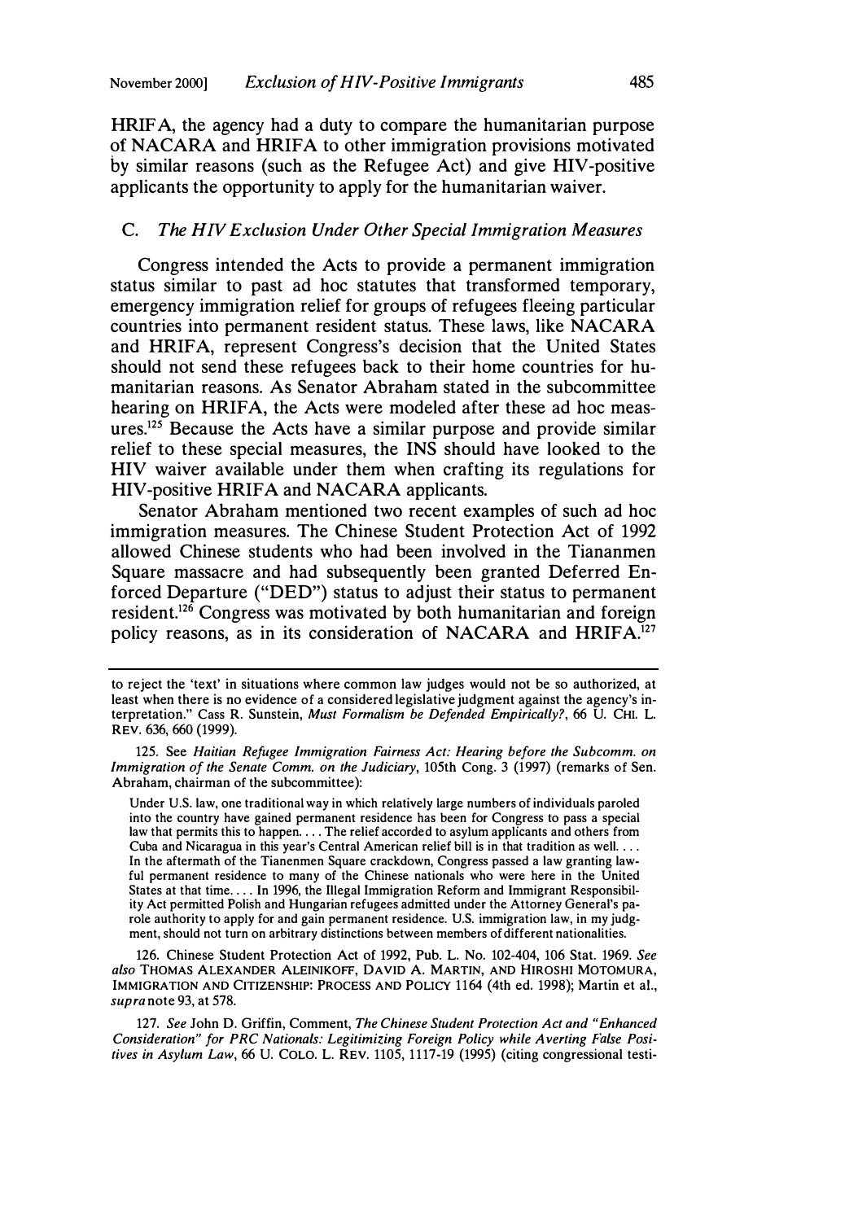HRIFA, the agency had a duty to compare the humanitarian purpose of NACARA and HRIFA to other immigration provisions motivated by similar reasons (such as the Refugee Act) and give HIV-positive applicants the opportunity to apply for the humanitarian waiver.

### C. *The HIV Exclusion Under Other Special Immigration Measures*

Congress intended the Acts to provide a permanent immigration status similar to past ad hoc statutes that transformed temporary, emergency immigration relief for groups of refugees fleeing particular countries into permanent resident status. These laws, like NACARA and HRIFA, represent Congress's decision that the United States should not send these refugees back to their home countries for humanitarian reasons. As Senator Abraham stated in the subcommittee hearing on HRIFA, the Acts were modeled after these ad hoc measures.[125] Because the Acts have a similar purpose and provide similar relief to these special measures, the INS should have looked to the HIV waiver available under them when crafting its regulations for HIV-positive HRIFA and NACARA applicants.

Senator Abraham mentioned two recent examples of such ad hoc immigration measures. The Chinese Student Protection Act of 1992 allowed Chinese students who had been involved in the Tiananmen Square massacre and had subsequently been granted Deferred Enforced Departure ("DED") status to adjust their status to permanent resident.[126] Congress was motivated by both humanitarian and foreign policy reasons, as in its consideration of NACARA and HRIFA.[127]

---

to reject the 'text' in situations where common law judges would not be so authorized, at least when there is no evidence of a considered legislative judgment against the agency's interpretation." Cass R. Sunstein, *Must Formalism be Defended Empirically?*, 66 U. CHI. L. REV. 636, 660 (1999).

125. See *Haitian Refugee Immigration Fairness Act: Hearing before the Subcomm. on Immigration of the Senate Comm. on the Judiciary*, 105th Cong. 3 (1997) (remarks of Sen. Abraham, chairman of the subcommittee):

> Under U.S. law, one traditional way in which relatively large numbers of individuals paroled into the country have gained permanent residence has been for Congress to pass a special law that permits this to happen. . . . The relief accorded to asylum applicants and others from Cuba and Nicaragua in this year's Central American relief bill is in that tradition as well. . . . In the aftermath of the Tianenmen Square crackdown, Congress passed a law granting lawful permanent residence to many of the Chinese nationals who were here in the United States at that time. . . . In 1996, the Illegal Immigration Reform and Immigrant Responsibility Act permitted Polish and Hungarian refugees admitted under the Attorney General's parole authority to apply for and gain permanent residence. U.S. immigration law, in my judgment, should not turn on arbitrary distinctions between members of different nationalities.

126. Chinese Student Protection Act of 1992, Pub. L. No. 102-404, 106 Stat. 1969. *See also* THOMAS ALEXANDER ALEINIKOFF, DAVID A. MARTIN, AND HIROSHI MOTOMURA, IMMIGRATION AND CITIZENSHIP: PROCESS AND POLICY 1164 (4th ed. 1998); Martin et al., *supra* note 93, at 578.

127. *See* John D. Griffin, Comment, *The Chinese Student Protection Act and "Enhanced Consideration" for PRC Nationals: Legitimizing Foreign Policy while Averting False Positives in Asylum Law*, 66 U. COLO. L. REV. 1105, 1117-19 (1995) (citing congressional testi-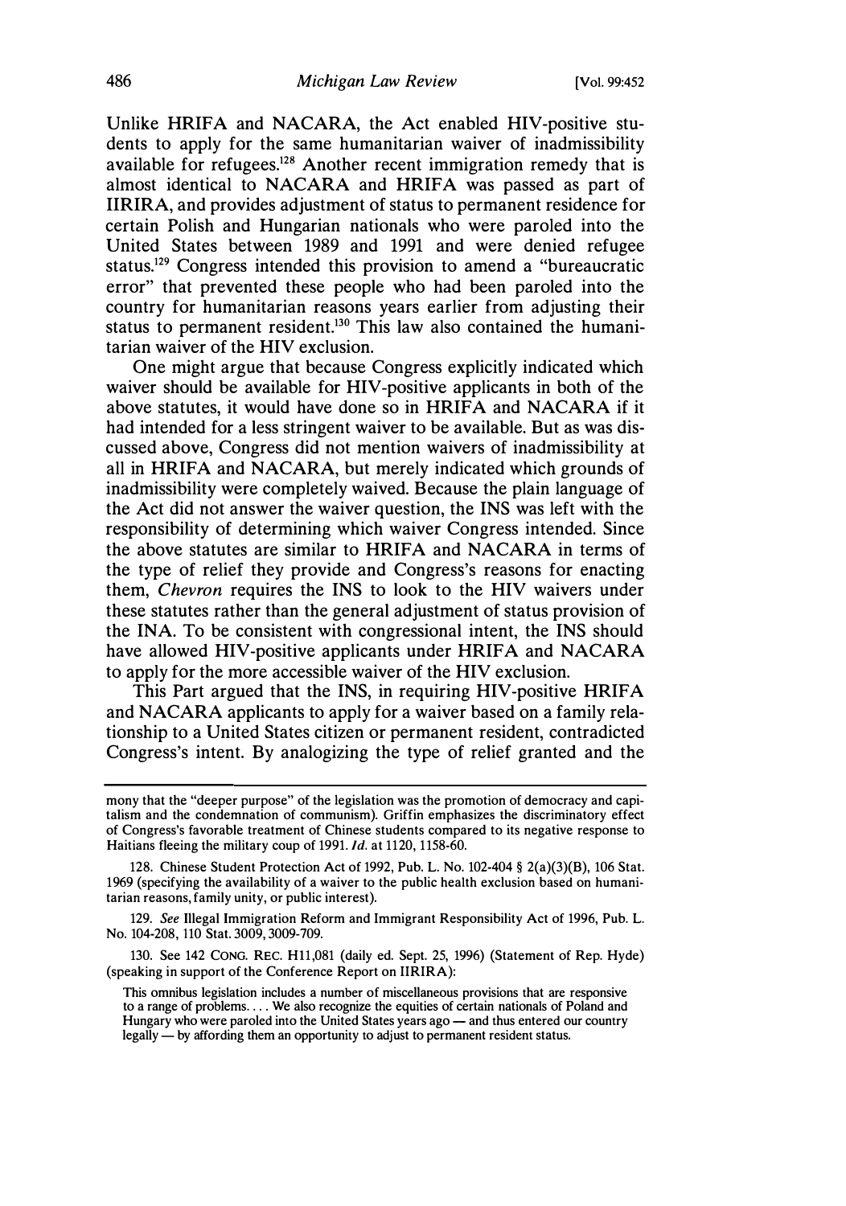Unlike HRIFA and NACARA, the Act enabled HIV-positive students to apply for the same humanitarian waiver of inadmissibility available for refugees.[128] Another recent immigration remedy that is almost identical to NACARA and HRIFA was passed as part of IIRIRA, and provides adjustment of status to permanent residence for certain Polish and Hungarian nationals who were paroled into the United States between 1989 and 1991 and were denied refugee status.[129] Congress intended this provision to amend a "bureaucratic error" that prevented these people who had been paroled into the country for humanitarian reasons years earlier from adjusting their status to permanent resident.[130] This law also contained the humanitarian waiver of the HIV exclusion.

One might argue that because Congress explicitly indicated which waiver should be available for HIV-positive applicants in both of the above statutes, it would have done so in HRIFA and NACARA if it had intended for a less stringent waiver to be available. But as was discussed above, Congress did not mention waivers of inadmissibility at all in HRIFA and NACARA, but merely indicated which grounds of inadmissibility were completely waived. Because the plain language of the Act did not answer the waiver question, the INS was left with the responsibility of determining which waiver Congress intended. Since the above statutes are similar to HRIFA and NACARA in terms of the type of relief they provide and Congress's reasons for enacting them, *Chevron* requires the INS to look to the HIV waivers under these statutes rather than the general adjustment of status provision of the INA. To be consistent with congressional intent, the INS should have allowed HIV-positive applicants under HRIFA and NACARA to apply for the more accessible waiver of the HIV exclusion.

This Part argued that the INS, in requiring HIV-positive HRIFA and NACARA applicants to apply for a waiver based on a family relationship to a United States citizen or permanent resident, contradicted Congress's intent. By analogizing the type of relief granted and the

---

mony that the "deeper purpose" of the legislation was the promotion of democracy and capitalism and the condemnation of communism). Griffin emphasizes the discriminatory effect of Congress's favorable treatment of Chinese students compared to its negative response to Haitians fleeing the military coup of 1991. *Id.* at 1120, 1158-60.

128. Chinese Student Protection Act of 1992, Pub. L. No. 102-404 § 2(a)(3)(B), 106 Stat. 1969 (specifying the availability of a waiver to the public health exclusion based on humanitarian reasons, family unity, or public interest).

129. *See* Illegal Immigration Reform and Immigrant Responsibility Act of 1996, Pub. L. No. 104-208, 110 Stat. 3009, 3009-709.

130. See 142 CONG. REC. H11,081 (daily ed. Sept. 25, 1996) (Statement of Rep. Hyde) (speaking in support of the Conference Report on IIRIRA):

> This omnibus legislation includes a number of miscellaneous provisions that are responsive to a range of problems. . . . We also recognize the equities of certain nationals of Poland and Hungary who were paroled into the United States years ago — and thus entered our country legally — by affording them an opportunity to adjust to permanent resident status.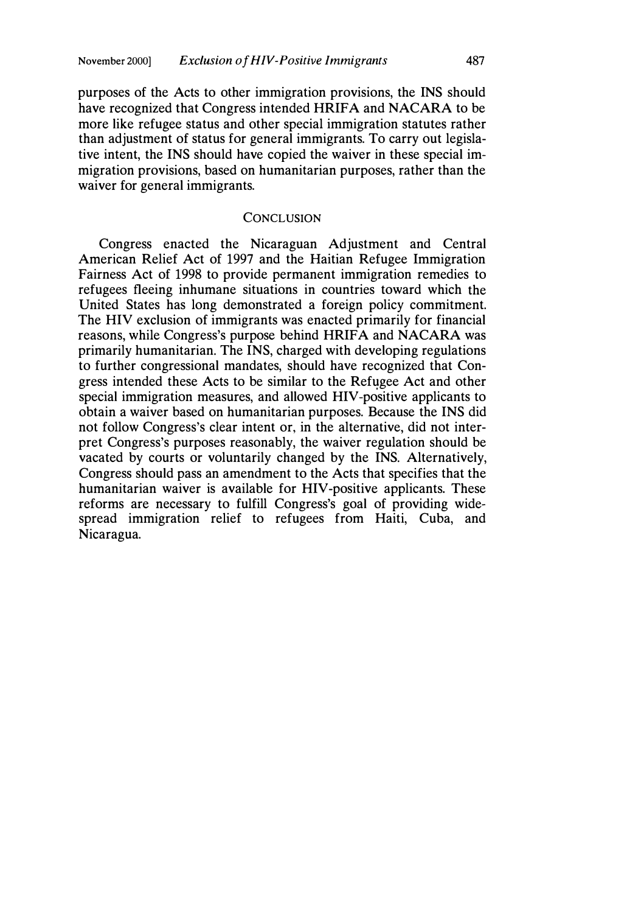purposes of the Acts to other immigration provisions, the INS should have recognized that Congress intended HRIFA and NACARA to be more like refugee status and other special immigration statutes rather than adjustment of status for general immigrants. To carry out legislative intent, the INS should have copied the waiver in these special immigration provisions, based on humanitarian purposes, rather than the waiver for general immigrants.

## CONCLUSION

Congress enacted the Nicaraguan Adjustment and Central American Relief Act of 1997 and the Haitian Refugee Immigration Fairness Act of 1998 to provide permanent immigration remedies to refugees fleeing inhumane situations in countries toward which the United States has long demonstrated a foreign policy commitment. The HIV exclusion of immigrants was enacted primarily for financial reasons, while Congress's purpose behind HRIFA and NACARA was primarily humanitarian. The INS, charged with developing regulations to further congressional mandates, should have recognized that Congress intended these Acts to be similar to the Refugee Act and other special immigration measures, and allowed HIV-positive applicants to obtain a waiver based on humanitarian purposes. Because the INS did not follow Congress's clear intent or, in the alternative, did not interpret Congress's purposes reasonably, the waiver regulation should be vacated by courts or voluntarily changed by the INS. Alternatively, Congress should pass an amendment to the Acts that specifies that the humanitarian waiver is available for HIV-positive applicants. These reforms are necessary to fulfill Congress's goal of providing widespread immigration relief to refugees from Haiti, Cuba, and Nicaragua.